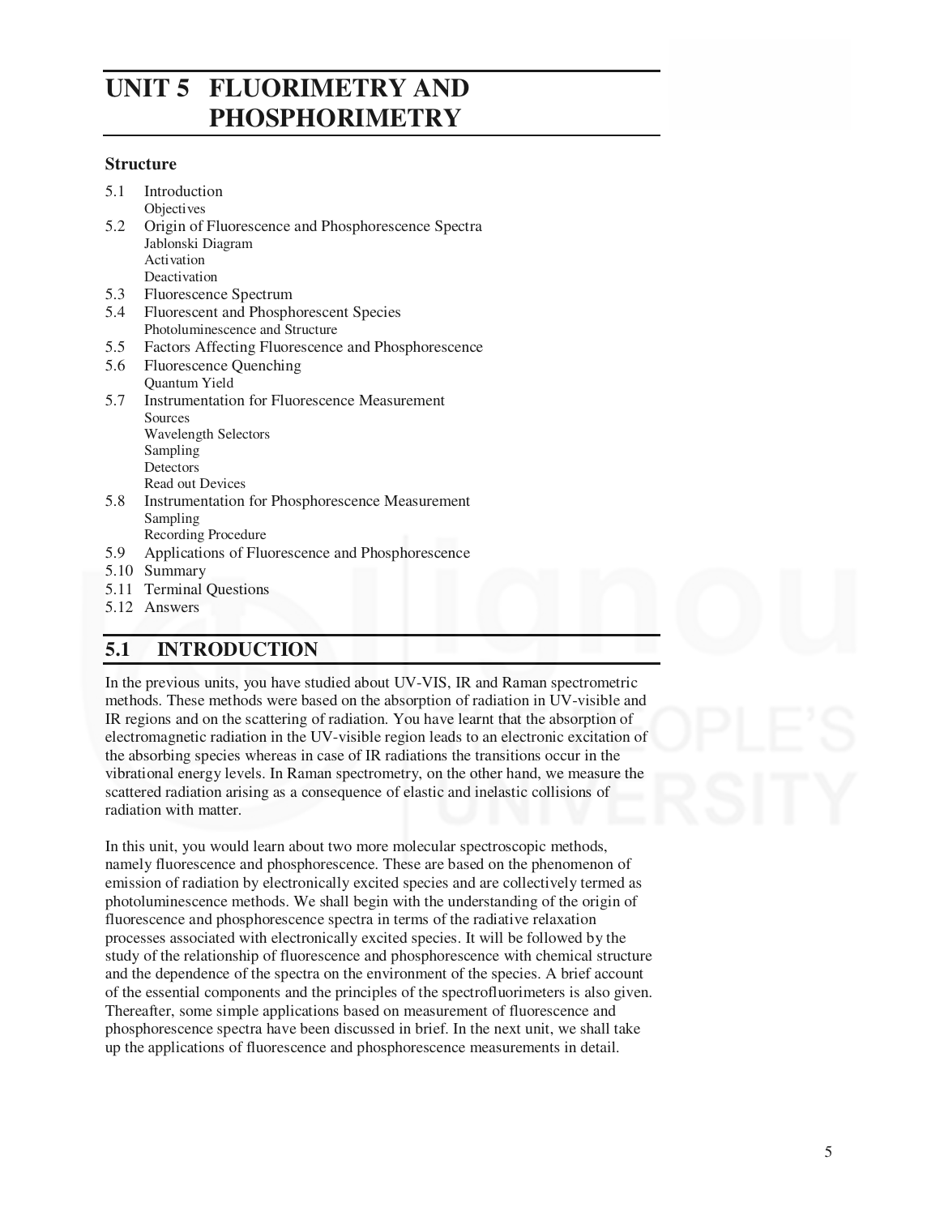# UNIT 5 FLUORIMETRY AND PHOSPHORIMETRY

**Structure**

5.1 Introduction
  Objectives
5.2 Origin of Fluorescence and Phosphorescence Spectra
  Jablonski Diagram
  Activation
  Deactivation
5.3 Fluorescence Spectrum
5.4 Fluorescent and Phosphorescent Species
  Photoluminescence and Structure
5.5 Factors Affecting Fluorescence and Phosphorescence
5.6 Fluorescence Quenching
  Quantum Yield
5.7 Instrumentation for Fluorescence Measurement
  Sources
  Wavelength Selectors
  Sampling
  Detectors
  Read out Devices
5.8 Instrumentation for Phosphorescence Measurement
  Sampling
  Recording Procedure
5.9 Applications of Fluorescence and Phosphorescence
5.10 Summary
5.11 Terminal Questions
5.12 Answers

## 5.1 INTRODUCTION

In the previous units, you have studied about UV-VIS, IR and Raman spectrometric methods. These methods were based on the absorption of radiation in UV-visible and IR regions and on the scattering of radiation. You have learnt that the absorption of electromagnetic radiation in the UV-visible region leads to an electronic excitation of the absorbing species whereas in case of IR radiations the transitions occur in the vibrational energy levels. In Raman spectrometry, on the other hand, we measure the scattered radiation arising as a consequence of elastic and inelastic collisions of radiation with matter.

In this unit, you would learn about two more molecular spectroscopic methods, namely fluorescence and phosphorescence. These are based on the phenomenon of emission of radiation by electronically excited species and are collectively termed as photoluminescence methods. We shall begin with the understanding of the origin of fluorescence and phosphorescence spectra in terms of the radiative relaxation processes associated with electronically excited species. It will be followed by the study of the relationship of fluorescence and phosphorescence with chemical structure and the dependence of the spectra on the environment of the species. A brief account of the essential components and the principles of the spectrofluorimeters is also given. Thereafter, some simple applications based on measurement of fluorescence and phosphorescence spectra have been discussed in brief. In the next unit, we shall take up the applications of fluorescence and phosphorescence measurements in detail.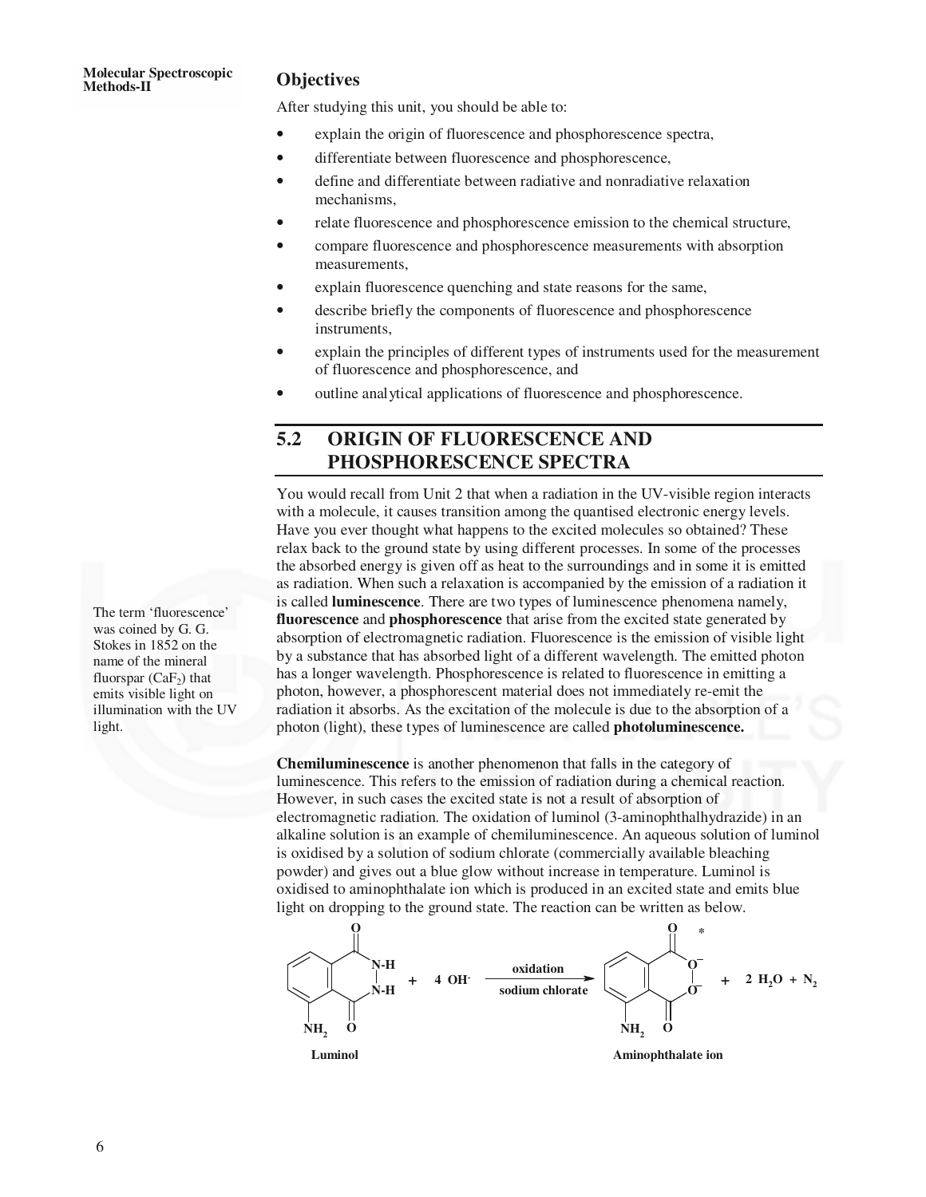## Objectives

After studying this unit, you should be able to:

- explain the origin of fluorescence and phosphorescence spectra,
- differentiate between fluorescence and phosphorescence,
- define and differentiate between radiative and nonradiative relaxation mechanisms,
- relate fluorescence and phosphorescence emission to the chemical structure,
- compare fluorescence and phosphorescence measurements with absorption measurements,
- explain fluorescence quenching and state reasons for the same,
- describe briefly the components of fluorescence and phosphorescence instruments,
- explain the principles of different types of instruments used for the measurement of fluorescence and phosphorescence, and
- outline analytical applications of fluorescence and phosphorescence.

## 5.2 ORIGIN OF FLUORESCENCE AND PHOSPHORESCENCE SPECTRA

You would recall from Unit 2 that when a radiation in the UV-visible region interacts with a molecule, it causes transition among the quantised electronic energy levels. Have you ever thought what happens to the excited molecules so obtained? These relax back to the ground state by using different processes. In some of the processes the absorbed energy is given off as heat to the surroundings and in some it is emitted as radiation. When such a relaxation is accompanied by the emission of a radiation it is called **luminescence**. There are two types of luminescence phenomena namely, **fluorescence** and **phosphorescence** that arise from the excited state generated by absorption of electromagnetic radiation. Fluorescence is the emission of visible light by a substance that has absorbed light of a different wavelength. The emitted photon has a longer wavelength. Phosphorescence is related to fluorescence in emitting a photon, however, a phosphorescent material does not immediately re-emit the radiation it absorbs. As the excitation of the molecule is due to the absorption of a photon (light), these types of luminescence are called **photoluminescence.**

The term 'fluorescence' was coined by G. G. Stokes in 1852 on the name of the mineral fluorspar ($CaF_2$) that emits visible light on illumination with the UV light.

**Chemiluminescence** is another phenomenon that falls in the category of luminescence. This refers to the emission of radiation during a chemical reaction. However, in such cases the excited state is not a result of absorption of electromagnetic radiation. The oxidation of luminol (3-aminophthalhydrazide) in an alkaline solution is an example of chemiluminescence. An aqueous solution of luminol is oxidised by a solution of sodium chlorate (commercially available bleaching powder) and gives out a blue glow without increase in temperature. Luminol is oxidised to aminophthalate ion which is produced in an excited state and emits blue light on dropping to the ground state. The reaction can be written as below.

$$\text{Luminol} + 4\,OH^- \xrightarrow[\text{sodium chlorate}]{\text{oxidation}} \text{Aminophthalate ion}^* + 2\,H_2O + N_2$$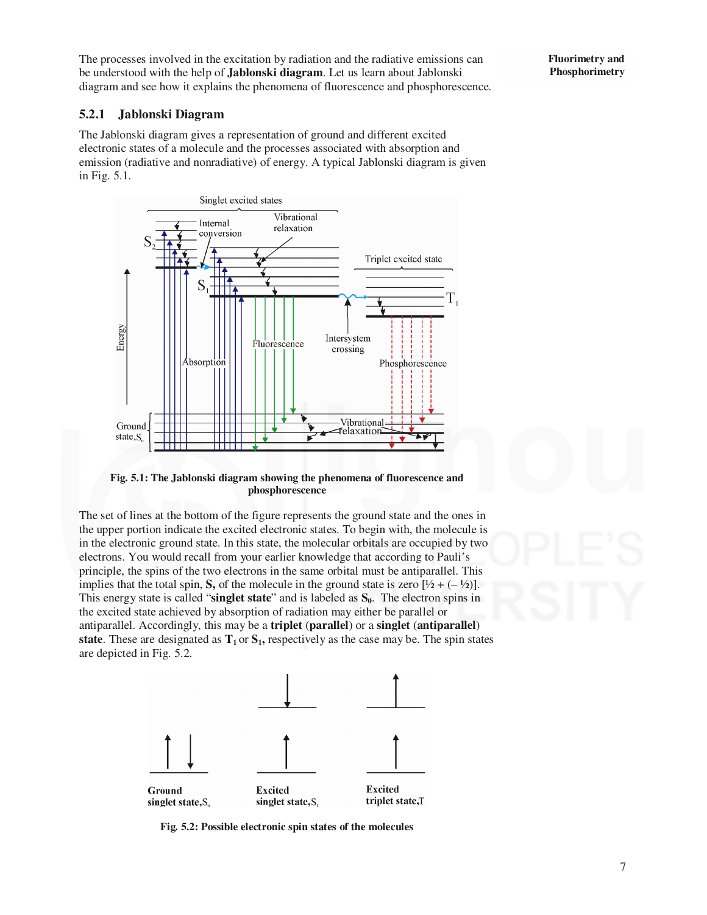The processes involved in the excitation by radiation and the radiative emissions can be understood with the help of **Jablonski diagram**. Let us learn about Jablonski diagram and see how it explains the phenomena of fluorescence and phosphorescence.

### 5.2.1 Jablonski Diagram

The Jablonski diagram gives a representation of ground and different excited electronic states of a molecule and the processes associated with absorption and emission (radiative and nonradiative) of energy. A typical Jablonski diagram is given in Fig. 5.1.

**Fig. 5.1: The Jablonski diagram showing the phenomena of fluorescence and phosphorescence**

The set of lines at the bottom of the figure represents the ground state and the ones in the upper portion indicate the excited electronic states. To begin with, the molecule is in the electronic ground state. In this state, the molecular orbitals are occupied by two electrons. You would recall from your earlier knowledge that according to Pauli's principle, the spins of the two electrons in the same orbital must be antiparallel. This implies that the total spin, **S,** of the molecule in the ground state is zero [½ + (– ½)]. This energy state is called "**singlet state**" and is labeled as $\mathbf{S_0}$. The electron spins in the excited state achieved by absorption of radiation may either be parallel or antiparallel. Accordingly, this may be a **triplet** (**parallel**) or a **singlet** (**antiparallel**) **state**. These are designated as $\mathbf{T_1}$ or $\mathbf{S_1}$, respectively as the case may be. The spin states are depicted in Fig. 5.2.

**Fig. 5.2: Possible electronic spin states of the molecules**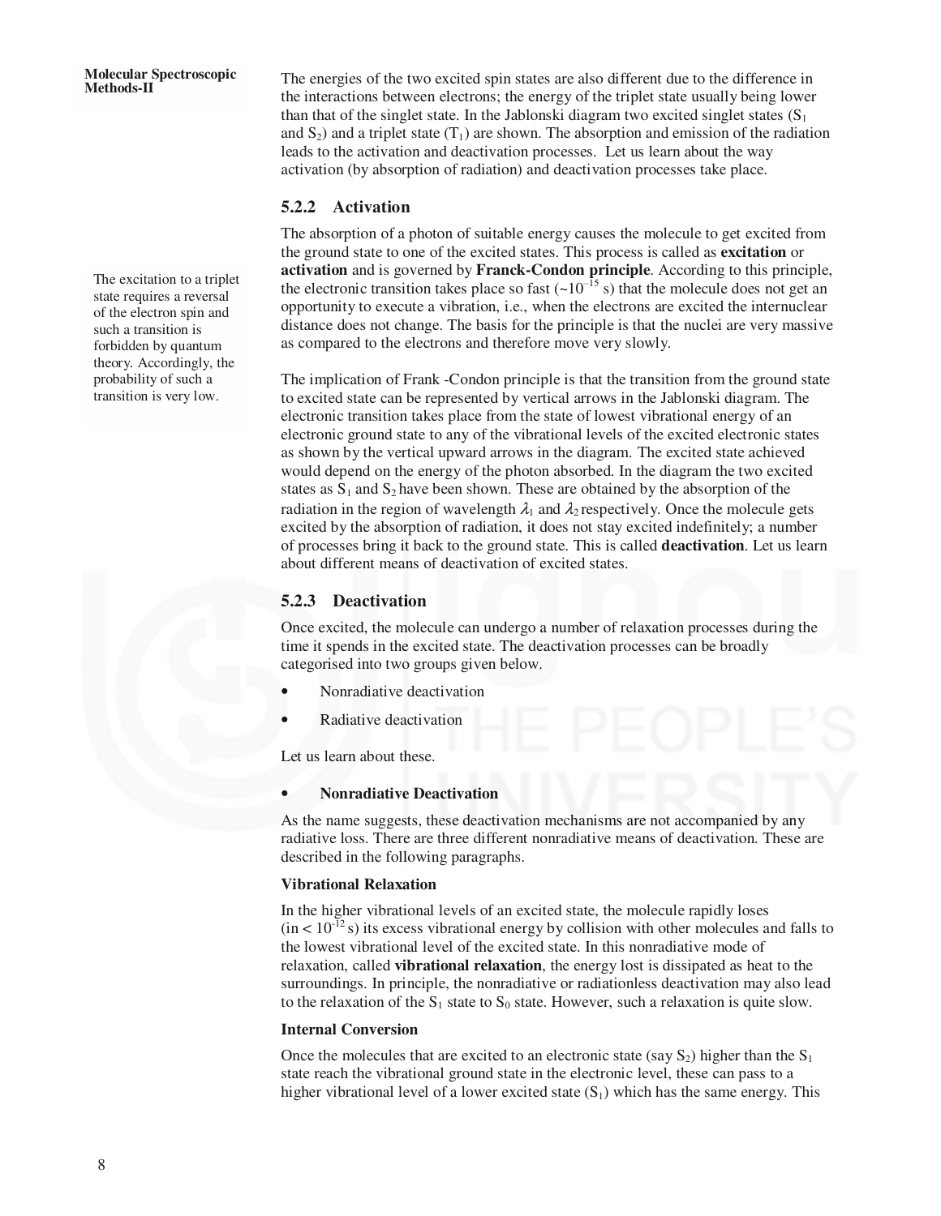The energies of the two excited spin states are also different due to the difference in the interactions between electrons; the energy of the triplet state usually being lower than that of the singlet state. In the Jablonski diagram two excited singlet states ($S_1$ and $S_2$) and a triplet state ($T_1$) are shown. The absorption and emission of the radiation leads to the activation and deactivation processes. Let us learn about the way activation (by absorption of radiation) and deactivation processes take place.

### 5.2.2 Activation

The absorption of a photon of suitable energy causes the molecule to get excited from the ground state to one of the excited states. This process is called as **excitation** or **activation** and is governed by **Franck-Condon principle**. According to this principle, the electronic transition takes place so fast ($\sim 10^{-15}$ s) that the molecule does not get an opportunity to execute a vibration, i.e., when the electrons are excited the internuclear distance does not change. The basis for the principle is that the nuclei are very massive as compared to the electrons and therefore move very slowly.

The excitation to a triplet state requires a reversal of the electron spin and such a transition is forbidden by quantum theory. Accordingly, the probability of such a transition is very low.

The implication of Frank -Condon principle is that the transition from the ground state to excited state can be represented by vertical arrows in the Jablonski diagram. The electronic transition takes place from the state of lowest vibrational energy of an electronic ground state to any of the vibrational levels of the excited electronic states as shown by the vertical upward arrows in the diagram. The excited state achieved would depend on the energy of the photon absorbed. In the diagram the two excited states as $S_1$ and $S_2$ have been shown. These are obtained by the absorption of the radiation in the region of wavelength $\lambda_1$ and $\lambda_2$ respectively. Once the molecule gets excited by the absorption of radiation, it does not stay excited indefinitely; a number of processes bring it back to the ground state. This is called **deactivation**. Let us learn about different means of deactivation of excited states.

### 5.2.3 Deactivation

Once excited, the molecule can undergo a number of relaxation processes during the time it spends in the excited state. The deactivation processes can be broadly categorised into two groups given below.

- Nonradiative deactivation
- Radiative deactivation

Let us learn about these.

- **Nonradiative Deactivation**

As the name suggests, these deactivation mechanisms are not accompanied by any radiative loss. There are three different nonradiative means of deactivation. These are described in the following paragraphs.

**Vibrational Relaxation**

In the higher vibrational levels of an excited state, the molecule rapidly loses (in $< 10^{-12}$ s) its excess vibrational energy by collision with other molecules and falls to the lowest vibrational level of the excited state. In this nonradiative mode of relaxation, called **vibrational relaxation**, the energy lost is dissipated as heat to the surroundings. In principle, the nonradiative or radiationless deactivation may also lead to the relaxation of the $S_1$ state to $S_0$ state. However, such a relaxation is quite slow.

**Internal Conversion**

Once the molecules that are excited to an electronic state (say $S_2$) higher than the $S_1$ state reach the vibrational ground state in the electronic level, these can pass to a higher vibrational level of a lower excited state ($S_1$) which has the same energy. This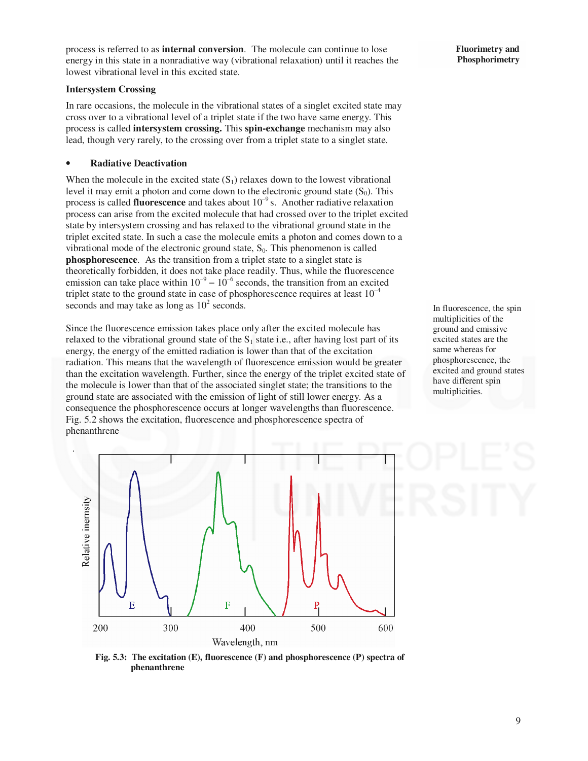process is referred to as **internal conversion**. The molecule can continue to lose energy in this state in a nonradiative way (vibrational relaxation) until it reaches the lowest vibrational level in this excited state.

**Intersystem Crossing**

In rare occasions, the molecule in the vibrational states of a singlet excited state may cross over to a vibrational level of a triplet state if the two have same energy. This process is called **intersystem crossing.** This **spin-exchange** mechanism may also lead, though very rarely, to the crossing over from a triplet state to a singlet state.

- **Radiative Deactivation**

When the molecule in the excited state ($S_1$) relaxes down to the lowest vibrational level it may emit a photon and come down to the electronic ground state ($S_0$). This process is called **fluorescence** and takes about $10^{-9}$ s. Another radiative relaxation process can arise from the excited molecule that had crossed over to the triplet excited state by intersystem crossing and has relaxed to the vibrational ground state in the triplet excited state. In such a case the molecule emits a photon and comes down to a vibrational mode of the electronic ground state, $S_0$. This phenomenon is called **phosphorescence**. As the transition from a triplet state to a singlet state is theoretically forbidden, it does not take place readily. Thus, while the fluorescence emission can take place within $10^{-9} - 10^{-6}$ seconds, the transition from an excited triplet state to the ground state in case of phosphorescence requires at least $10^{-4}$ seconds and may take as long as $10^{2}$ seconds.

In fluorescence, the spin multiplicities of the ground and emissive excited states are the same whereas for phosphorescence, the excited and ground states have different spin multiplicities.

Since the fluorescence emission takes place only after the excited molecule has relaxed to the vibrational ground state of the $S_1$ state i.e., after having lost part of its energy, the energy of the emitted radiation is lower than that of the excitation radiation. This means that the wavelength of fluorescence emission would be greater than the excitation wavelength. Further, since the energy of the triplet excited state of the molecule is lower than that of the associated singlet state; the transitions to the ground state are associated with the emission of light of still lower energy. As a consequence the phosphorescence occurs at longer wavelengths than fluorescence. Fig. 5.2 shows the excitation, fluorescence and phosphorescence spectra of phenanthrene

**Fig. 5.3: The excitation (E), fluorescence (F) and phosphorescence (P) spectra of phenanthrene**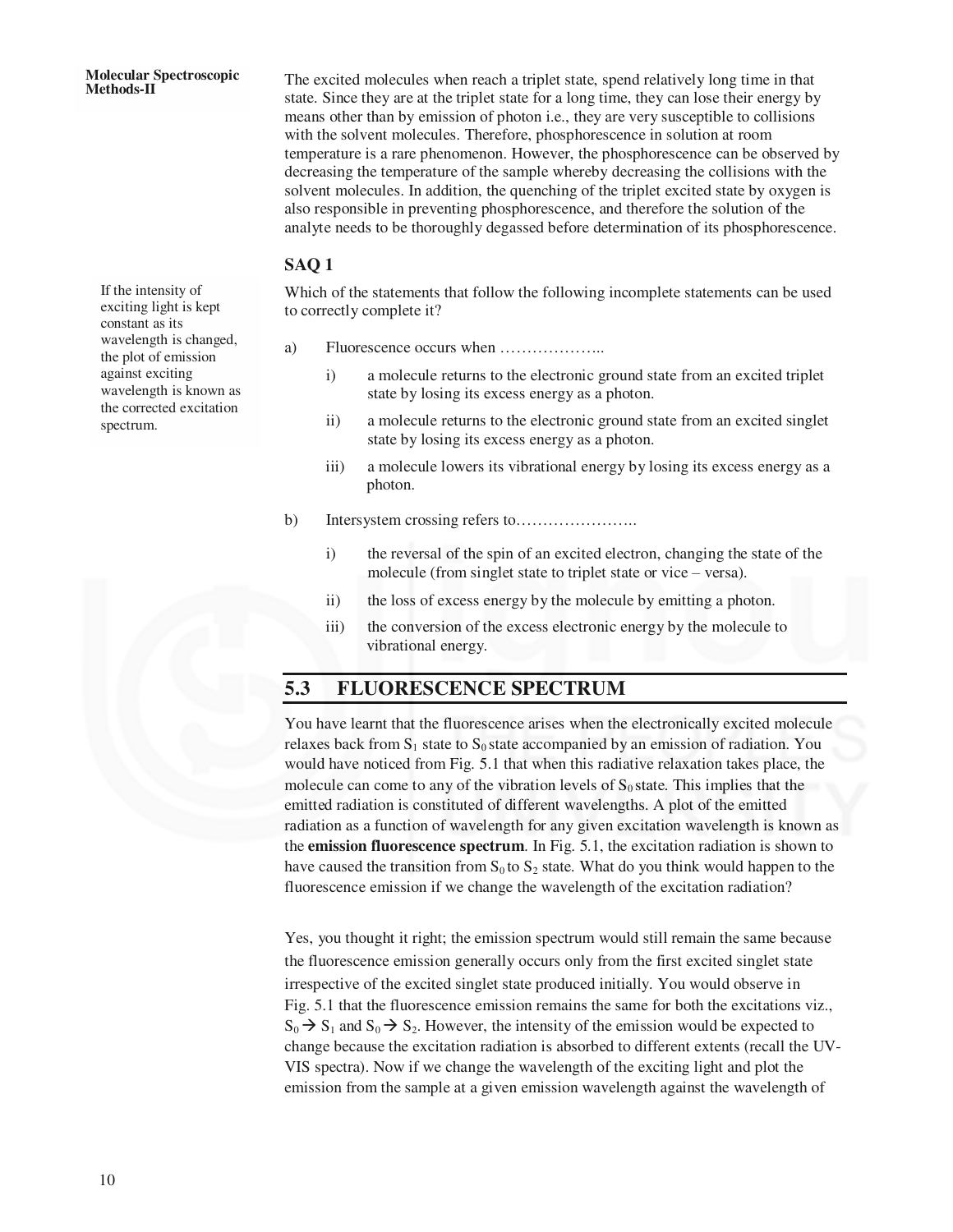The excited molecules when reach a triplet state, spend relatively long time in that state. Since they are at the triplet state for a long time, they can lose their energy by means other than by emission of photon i.e., they are very susceptible to collisions with the solvent molecules. Therefore, phosphorescence in solution at room temperature is a rare phenomenon. However, the phosphorescence can be observed by decreasing the temperature of the sample whereby decreasing the collisions with the solvent molecules. In addition, the quenching of the triplet excited state by oxygen is also responsible in preventing phosphorescence, and therefore the solution of the analyte needs to be thoroughly degassed before determination of its phosphorescence.

### SAQ 1

Which of the statements that follow the following incomplete statements can be used to correctly complete it?

a) Fluorescence occurs when ………………..

   i) a molecule returns to the electronic ground state from an excited triplet state by losing its excess energy as a photon.

   ii) a molecule returns to the electronic ground state from an excited singlet state by losing its excess energy as a photon.

   iii) a molecule lowers its vibrational energy by losing its excess energy as a photon.

b) Intersystem crossing refers to…………………..

   i) the reversal of the spin of an excited electron, changing the state of the molecule (from singlet state to triplet state or vice – versa).

   ii) the loss of excess energy by the molecule by emitting a photon.

   iii) the conversion of the excess electronic energy by the molecule to vibrational energy.

## 5.3 FLUORESCENCE SPECTRUM

You have learnt that the fluorescence arises when the electronically excited molecule relaxes back from $S_1$ state to $S_0$ state accompanied by an emission of radiation. You would have noticed from Fig. 5.1 that when this radiative relaxation takes place, the molecule can come to any of the vibration levels of $S_0$ state. This implies that the emitted radiation is constituted of different wavelengths. A plot of the emitted radiation as a function of wavelength for any given excitation wavelength is known as the **emission fluorescence spectrum**. In Fig. 5.1, the excitation radiation is shown to have caused the transition from $S_0$ to $S_2$ state. What do you think would happen to the fluorescence emission if we change the wavelength of the excitation radiation?

Yes, you thought it right; the emission spectrum would still remain the same because the fluorescence emission generally occurs only from the first excited singlet state irrespective of the excited singlet state produced initially. You would observe in Fig. 5.1 that the fluorescence emission remains the same for both the excitations viz., $S_0 \rightarrow S_1$ and $S_0 \rightarrow S_2$. However, the intensity of the emission would be expected to change because the excitation radiation is absorbed to different extents (recall the UV-VIS spectra). Now if we change the wavelength of the exciting light and plot the emission from the sample at a given emission wavelength against the wavelength of

If the intensity of exciting light is kept constant as its wavelength is changed, the plot of emission against exciting wavelength is known as the corrected excitation spectrum.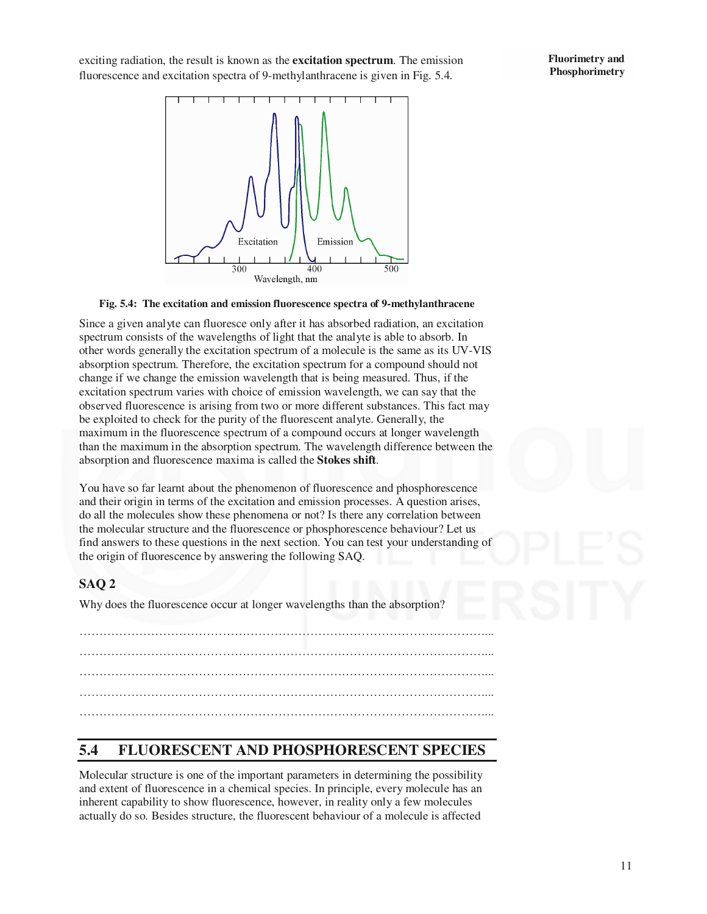exciting radiation, the result is known as the **excitation spectrum**. The emission fluorescence and excitation spectra of 9-methylanthracene is given in Fig. 5.4.

**Fig. 5.4: The excitation and emission fluorescence spectra of 9-methylanthracene**

Since a given analyte can fluoresce only after it has absorbed radiation, an excitation spectrum consists of the wavelengths of light that the analyte is able to absorb. In other words generally the excitation spectrum of a molecule is the same as its UV-VIS absorption spectrum. Therefore, the excitation spectrum for a compound should not change if we change the emission wavelength that is being measured. Thus, if the excitation spectrum varies with choice of emission wavelength, we can say that the observed fluorescence is arising from two or more different substances. This fact may be exploited to check for the purity of the fluorescent analyte. Generally, the maximum in the fluorescence spectrum of a compound occurs at longer wavelength than the maximum in the absorption spectrum. The wavelength difference between the absorption and fluorescence maxima is called the **Stokes shift**.

You have so far learnt about the phenomenon of fluorescence and phosphorescence and their origin in terms of the excitation and emission processes. A question arises, do all the molecules show these phenomena or not? Is there any correlation between the molecular structure and the fluorescence or phosphorescence behaviour? Let us find answers to these questions in the next section. You can test your understanding of the origin of fluorescence by answering the following SAQ.

### SAQ 2

Why does the fluorescence occur at longer wavelengths than the absorption?

…………………………………………………………………………………………...
…………………………………………………………………………………………...
…………………………………………………………………………………………...
…………………………………………………………………………………………...
…………………………………………………………………………………………...

## 5.4 FLUORESCENT AND PHOSPHORESCENT SPECIES

Molecular structure is one of the important parameters in determining the possibility and extent of fluorescence in a chemical species. In principle, every molecule has an inherent capability to show fluorescence, however, in reality only a few molecules actually do so. Besides structure, the fluorescent behaviour of a molecule is affected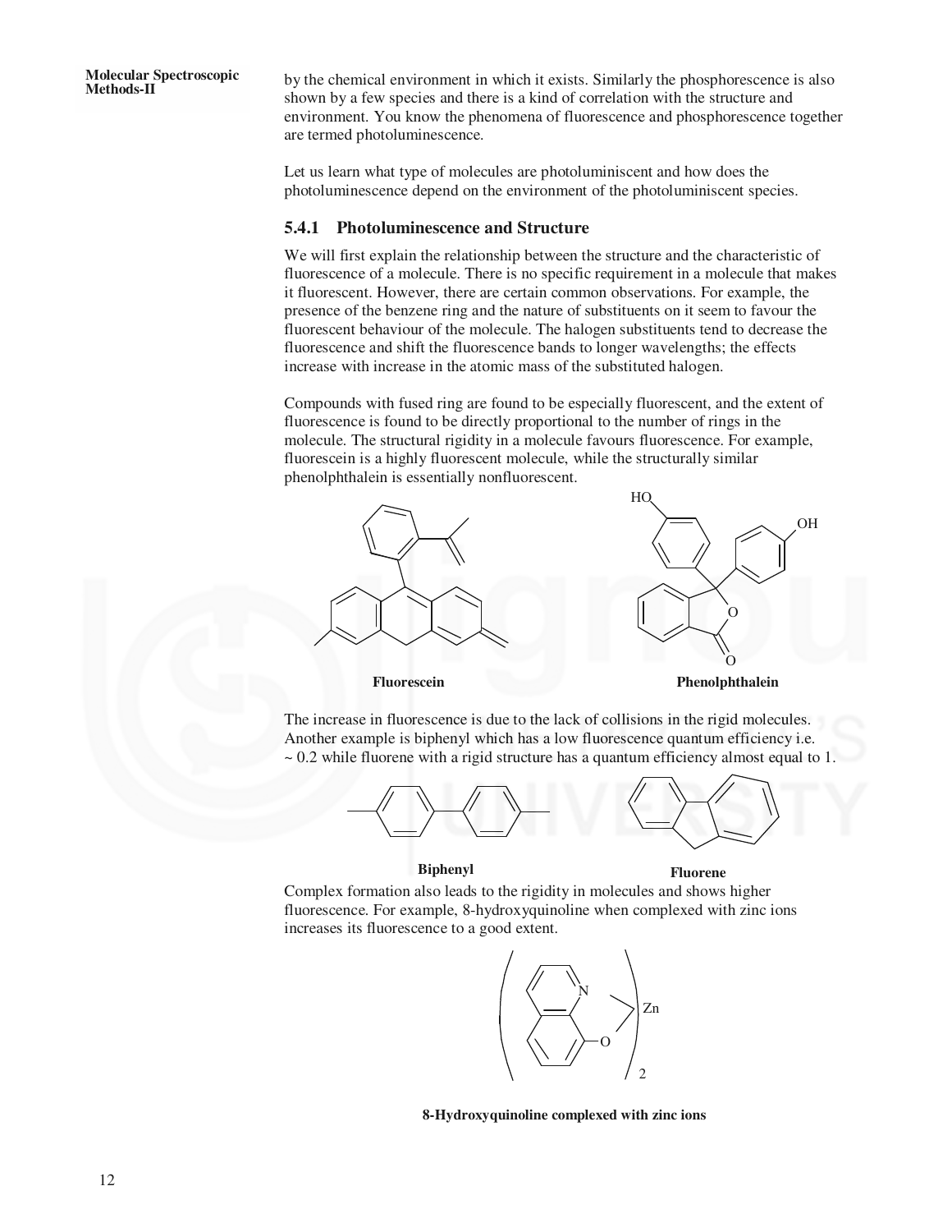by the chemical environment in which it exists. Similarly the phosphorescence is also shown by a few species and there is a kind of correlation with the structure and environment. You know the phenomena of fluorescence and phosphorescence together are termed photoluminescence.

Let us learn what type of molecules are photoluminiscent and how does the photoluminescence depend on the environment of the photoluminiscent species.

### 5.4.1 Photoluminescence and Structure

We will first explain the relationship between the structure and the characteristic of fluorescence of a molecule. There is no specific requirement in a molecule that makes it fluorescent. However, there are certain common observations. For example, the presence of the benzene ring and the nature of substituents on it seem to favour the fluorescent behaviour of the molecule. The halogen substituents tend to decrease the fluorescence and shift the fluorescence bands to longer wavelengths; the effects increase with increase in the atomic mass of the substituted halogen.

Compounds with fused ring are found to be especially fluorescent, and the extent of fluorescence is found to be directly proportional to the number of rings in the molecule. The structural rigidity in a molecule favours fluorescence. For example, fluorescein is a highly fluorescent molecule, while the structurally similar phenolphthalein is essentially nonfluorescent.

**Fluorescein** **Phenolphthalein**

The increase in fluorescence is due to the lack of collisions in the rigid molecules. Another example is biphenyl which has a low fluorescence quantum efficiency i.e. ~ 0.2 while fluorene with a rigid structure has a quantum efficiency almost equal to 1.

**Biphenyl** **Fluorene**

Complex formation also leads to the rigidity in molecules and shows higher fluorescence. For example, 8-hydroxyquinoline when complexed with zinc ions increases its fluorescence to a good extent.

**8-Hydroxyquinoline complexed with zinc ions**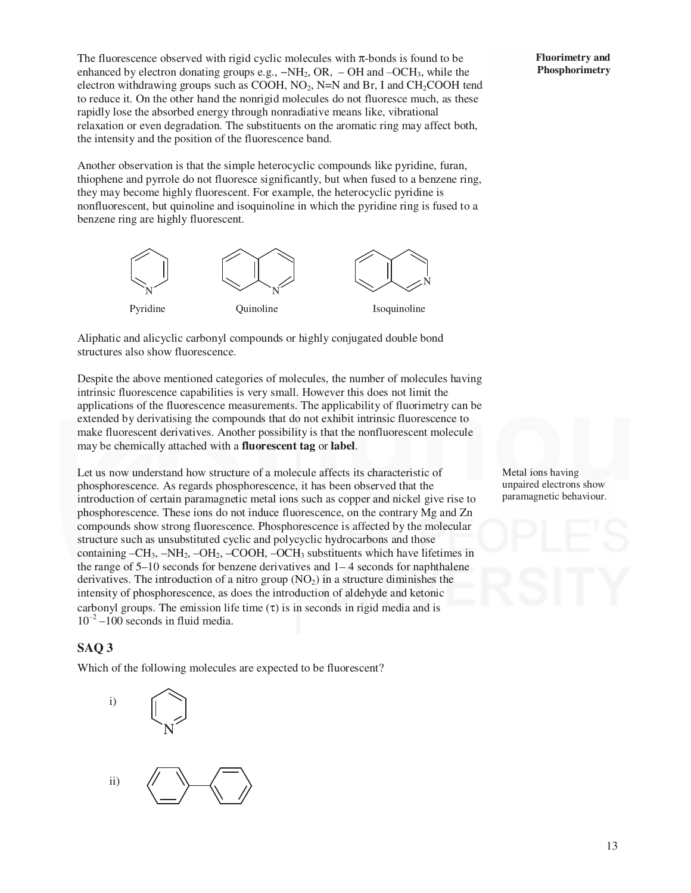The fluorescence observed with rigid cyclic molecules with π-bonds is found to be enhanced by electron donating groups e.g., $-NH_2$, OR, – OH and $-OCH_3$, while the electron withdrawing groups such as COOH, $NO_2$, N=N and Br, I and $CH_2COOH$ tend to reduce it. On the other hand the nonrigid molecules do not fluoresce much, as these rapidly lose the absorbed energy through nonradiative means like, vibrational relaxation or even degradation. The substituents on the aromatic ring may affect both, the intensity and the position of the fluorescence band.

Another observation is that the simple heterocyclic compounds like pyridine, furan, thiophene and pyrrole do not fluoresce significantly, but when fused to a benzene ring, they may become highly fluorescent. For example, the heterocyclic pyridine is nonfluorescent, but quinoline and isoquinoline in which the pyridine ring is fused to a benzene ring are highly fluorescent.

Pyridine Quinoline Isoquinoline

Aliphatic and alicyclic carbonyl compounds or highly conjugated double bond structures also show fluorescence.

Despite the above mentioned categories of molecules, the number of molecules having intrinsic fluorescence capabilities is very small. However this does not limit the applications of the fluorescence measurements. The applicability of fluorimetry can be extended by derivatising the compounds that do not exhibit intrinsic fluorescence to make fluorescent derivatives. Another possibility is that the nonfluorescent molecule may be chemically attached with a **fluorescent tag** or **label**.

Let us now understand how structure of a molecule affects its characteristic of phosphorescence. As regards phosphorescence, it has been observed that the introduction of certain paramagnetic metal ions such as copper and nickel give rise to phosphorescence. These ions do not induce fluorescence, on the contrary Mg and Zn compounds show strong fluorescence. Phosphorescence is affected by the molecular structure such as unsubstituted cyclic and polycyclic hydrocarbons and those containing $-CH_3$, $-NH_2$, $-OH_2$, $-COOH$, $-OCH_3$ substituents which have lifetimes in the range of 5–10 seconds for benzene derivatives and 1– 4 seconds for naphthalene derivatives. The introduction of a nitro group ($NO_2$) in a structure diminishes the intensity of phosphorescence, as does the introduction of aldehyde and ketonic carbonyl groups. The emission life time (τ) is in seconds in rigid media and is $10^{-2}$ –100 seconds in fluid media.

Metal ions having unpaired electrons show paramagnetic behaviour.

## SAQ 3

Which of the following molecules are expected to be fluorescent?

i)

ii)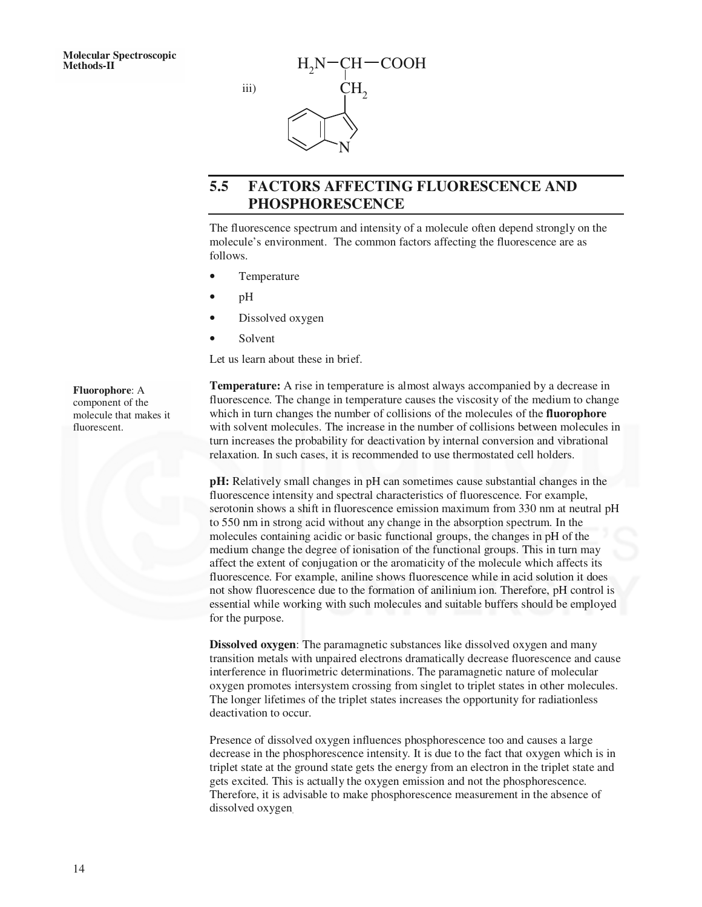iii) $H_2N-CH-COOH$ with $CH_2$ attached to indole ring

## 5.5 FACTORS AFFECTING FLUORESCENCE AND PHOSPHORESCENCE

The fluorescence spectrum and intensity of a molecule often depend strongly on the molecule's environment. The common factors affecting the fluorescence are as follows.

- Temperature
- pH
- Dissolved oxygen
- Solvent

Let us learn about these in brief.

**Fluorophore**: A component of the molecule that makes it fluorescent.

**Temperature:** A rise in temperature is almost always accompanied by a decrease in fluorescence. The change in temperature causes the viscosity of the medium to change which in turn changes the number of collisions of the molecules of the **fluorophore** with solvent molecules. The increase in the number of collisions between molecules in turn increases the probability for deactivation by internal conversion and vibrational relaxation. In such cases, it is recommended to use thermostated cell holders.

**pH:** Relatively small changes in pH can sometimes cause substantial changes in the fluorescence intensity and spectral characteristics of fluorescence. For example, serotonin shows a shift in fluorescence emission maximum from 330 nm at neutral pH to 550 nm in strong acid without any change in the absorption spectrum. In the molecules containing acidic or basic functional groups, the changes in pH of the medium change the degree of ionisation of the functional groups. This in turn may affect the extent of conjugation or the aromaticity of the molecule which affects its fluorescence. For example, aniline shows fluorescence while in acid solution it does not show fluorescence due to the formation of anilinium ion. Therefore, pH control is essential while working with such molecules and suitable buffers should be employed for the purpose.

**Dissolved oxygen**: The paramagnetic substances like dissolved oxygen and many transition metals with unpaired electrons dramatically decrease fluorescence and cause interference in fluorimetric determinations. The paramagnetic nature of molecular oxygen promotes intersystem crossing from singlet to triplet states in other molecules. The longer lifetimes of the triplet states increases the opportunity for radiationless deactivation to occur.

Presence of dissolved oxygen influences phosphorescence too and causes a large decrease in the phosphorescence intensity. It is due to the fact that oxygen which is in triplet state at the ground state gets the energy from an electron in the triplet state and gets excited. This is actually the oxygen emission and not the phosphorescence. Therefore, it is advisable to make phosphorescence measurement in the absence of dissolved oxygen.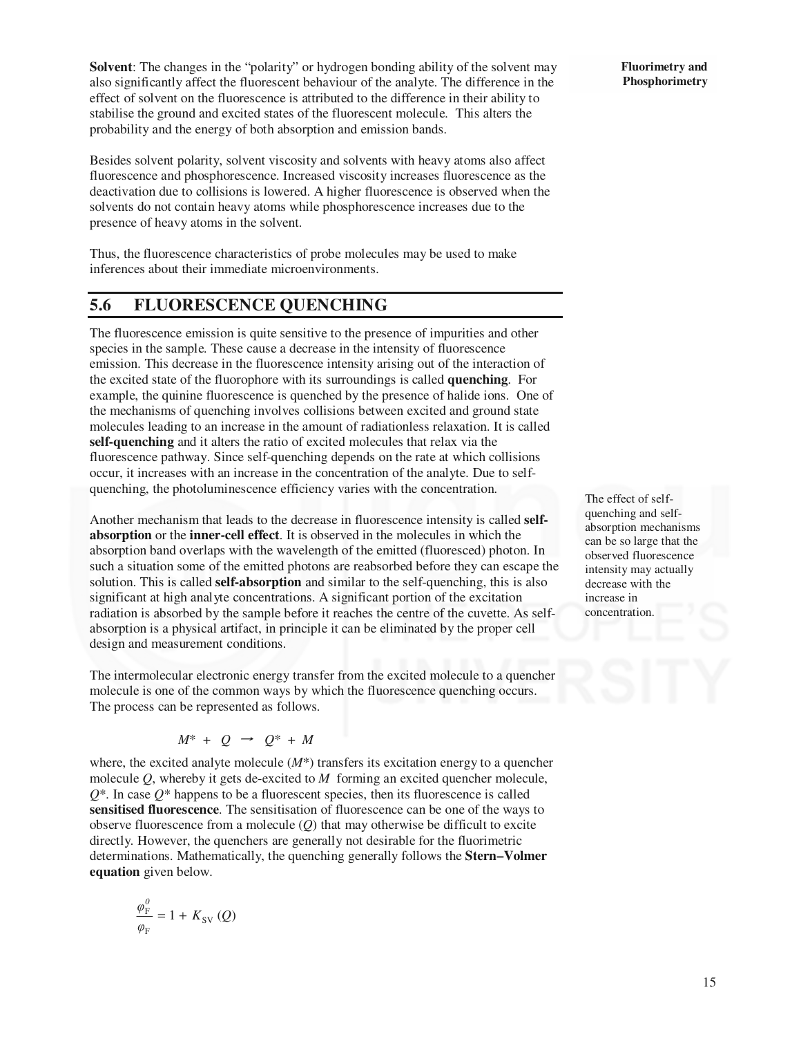**Solvent**: The changes in the "polarity" or hydrogen bonding ability of the solvent may also significantly affect the fluorescent behaviour of the analyte. The difference in the effect of solvent on the fluorescence is attributed to the difference in their ability to stabilise the ground and excited states of the fluorescent molecule. This alters the probability and the energy of both absorption and emission bands.

Besides solvent polarity, solvent viscosity and solvents with heavy atoms also affect fluorescence and phosphorescence. Increased viscosity increases fluorescence as the deactivation due to collisions is lowered. A higher fluorescence is observed when the solvents do not contain heavy atoms while phosphorescence increases due to the presence of heavy atoms in the solvent.

Thus, the fluorescence characteristics of probe molecules may be used to make inferences about their immediate microenvironments.

## 5.6 FLUORESCENCE QUENCHING

The fluorescence emission is quite sensitive to the presence of impurities and other species in the sample. These cause a decrease in the intensity of fluorescence emission. This decrease in the fluorescence intensity arising out of the interaction of the excited state of the fluorophore with its surroundings is called **quenching**. For example, the quinine fluorescence is quenched by the presence of halide ions. One of the mechanisms of quenching involves collisions between excited and ground state molecules leading to an increase in the amount of radiationless relaxation. It is called **self-quenching** and it alters the ratio of excited molecules that relax via the fluorescence pathway. Since self-quenching depends on the rate at which collisions occur, it increases with an increase in the concentration of the analyte. Due to self-quenching, the photoluminescence efficiency varies with the concentration.

The effect of self-quenching and self-absorption mechanisms can be so large that the observed fluorescence intensity may actually decrease with the increase in concentration.

Another mechanism that leads to the decrease in fluorescence intensity is called **self-absorption** or the **inner-cell effect**. It is observed in the molecules in which the absorption band overlaps with the wavelength of the emitted (fluoresced) photon. In such a situation some of the emitted photons are reabsorbed before they can escape the solution. This is called **self-absorption** and similar to the self-quenching, this is also significant at high analyte concentrations. A significant portion of the excitation radiation is absorbed by the sample before it reaches the centre of the cuvette. As self-absorption is a physical artifact, in principle it can be eliminated by the proper cell design and measurement conditions.

The intermolecular electronic energy transfer from the excited molecule to a quencher molecule is one of the common ways by which the fluorescence quenching occurs. The process can be represented as follows.

$$M^* + Q \rightarrow Q^* + M$$

where, the excited analyte molecule ($M^*$) transfers its excitation energy to a quencher molecule $Q$, whereby it gets de-excited to $M$ forming an excited quencher molecule, $Q^*$. In case $Q^*$ happens to be a fluorescent species, then its fluorescence is called **sensitised fluorescence**. The sensitisation of fluorescence can be one of the ways to observe fluorescence from a molecule ($Q$) that may otherwise be difficult to excite directly. However, the quenchers are generally not desirable for the fluorimetric determinations. Mathematically, the quenching generally follows the **Stern–Volmer equation** given below.

$$\frac{\varphi_F^0}{\varphi_F} = 1 + K_{SV}\,(Q)$$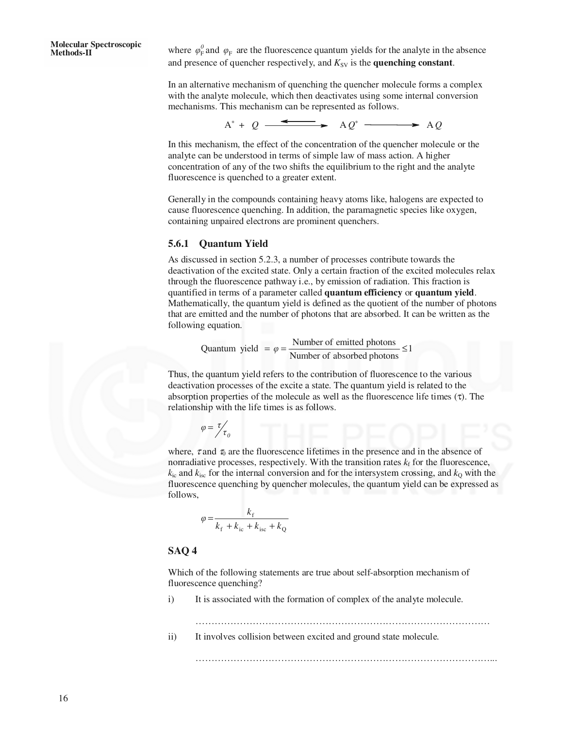where $\varphi_F^0$ and $\varphi_F$ are the fluorescence quantum yields for the analyte in the absence and presence of quencher respectively, and $K_{SV}$ is the **quenching constant**.

In an alternative mechanism of quenching the quencher molecule forms a complex with the analyte molecule, which then deactivates using some internal conversion mechanisms. This mechanism can be represented as follows.

$$A^* + Q \rightleftharpoons AQ^* \longrightarrow AQ$$

In this mechanism, the effect of the concentration of the quencher molecule or the analyte can be understood in terms of simple law of mass action. A higher concentration of any of the two shifts the equilibrium to the right and the analyte fluorescence is quenched to a greater extent.

Generally in the compounds containing heavy atoms like, halogens are expected to cause fluorescence quenching. In addition, the paramagnetic species like oxygen, containing unpaired electrons are prominent quenchers.

### 5.6.1 Quantum Yield

As discussed in section 5.2.3, a number of processes contribute towards the deactivation of the excited state. Only a certain fraction of the excited molecules relax through the fluorescence pathway i.e., by emission of radiation. This fraction is quantified in terms of a parameter called **quantum efficiency** or **quantum yield**. Mathematically, the quantum yield is defined as the quotient of the number of photons that are emitted and the number of photons that are absorbed. It can be written as the following equation.

$$\text{Quantum yield} = \varphi = \frac{\text{Number of emitted photons}}{\text{Number of absorbed photons}} \leq 1$$

Thus, the quantum yield refers to the contribution of fluorescence to the various deactivation processes of the excite a state. The quantum yield is related to the absorption properties of the molecule as well as the fluorescence life times ($\tau$). The relationship with the life times is as follows.

$$\varphi = \tau / \tau_0$$

where, $\tau$ and $\tau_0$ are the fluorescence lifetimes in the presence and in the absence of nonradiative processes, respectively. With the transition rates $k_f$ for the fluorescence, $k_{ic}$ and $k_{isc}$ for the internal conversion and for the intersystem crossing, and $k_Q$ with the fluorescence quenching by quencher molecules, the quantum yield can be expressed as follows,

$$\varphi = \frac{k_f}{k_f + k_{ic} + k_{isc} + k_Q}$$

### SAQ 4

Which of the following statements are true about self-absorption mechanism of fluorescence quenching?

i) It is associated with the formation of complex of the analyte molecule.

……………………………………………………………………………………………

ii) It involves collision between excited and ground state molecule.

……………………………………………………………………………………………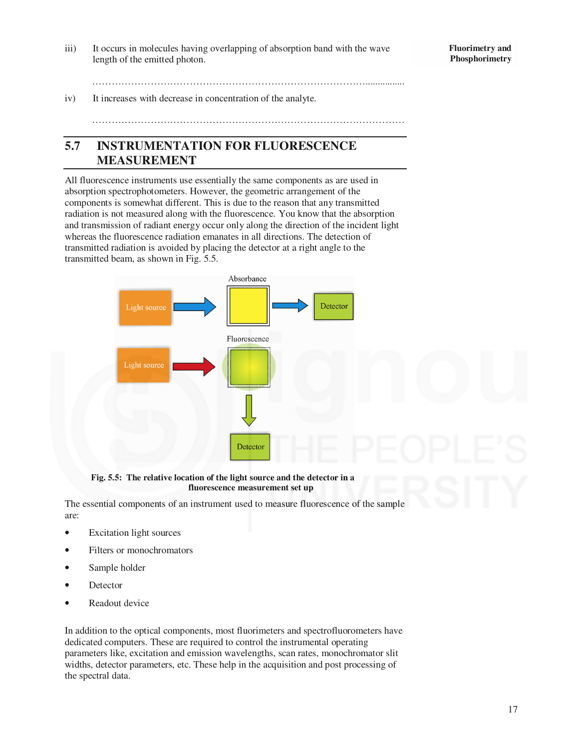iii) It occurs in molecules having overlapping of absorption band with the wave length of the emitted photon.

………………………………………………………………………………………

iv) It increases with decrease in concentration of the analyte.

………………………………………………………………………………………

## 5.7 INSTRUMENTATION FOR FLUORESCENCE MEASUREMENT

All fluorescence instruments use essentially the same components as are used in absorption spectrophotometers. However, the geometric arrangement of the components is somewhat different. This is due to the reason that any transmitted radiation is not measured along with the fluorescence. You know that the absorption and transmission of radiant energy occur only along the direction of the incident light whereas the fluorescence radiation emanates in all directions. The detection of transmitted radiation is avoided by placing the detector at a right angle to the transmitted beam, as shown in Fig. 5.5.

**Fig. 5.5: The relative location of the light source and the detector in a fluorescence measurement set up**

The essential components of an instrument used to measure fluorescence of the sample are:

- Excitation light sources
- Filters or monochromators
- Sample holder
- Detector
- Readout device

In addition to the optical components, most fluorimeters and spectrofluorometers have dedicated computers. These are required to control the instrumental operating parameters like, excitation and emission wavelengths, scan rates, monochromator slit widths, detector parameters, etc. These help in the acquisition and post processing of the spectral data.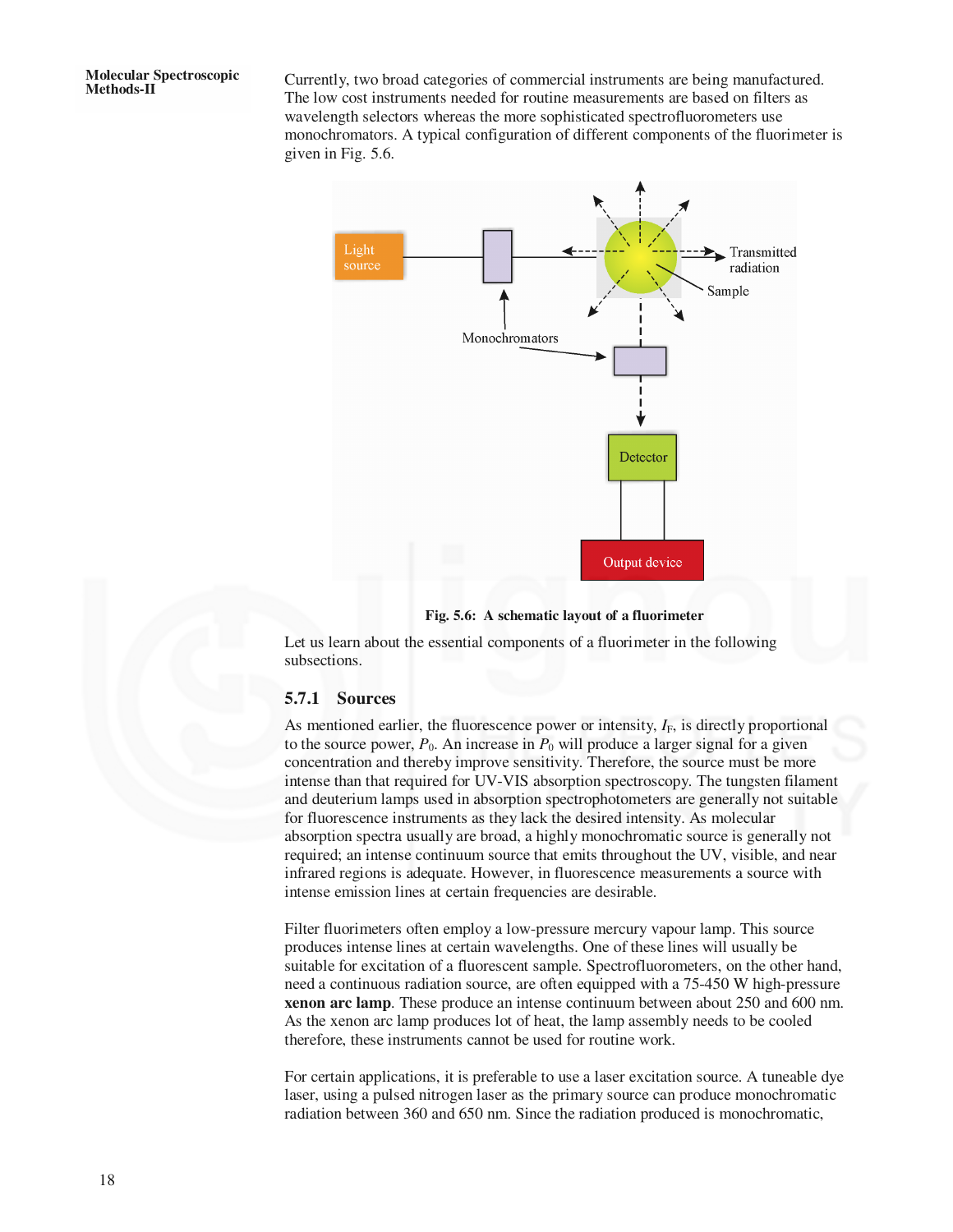Currently, two broad categories of commercial instruments are being manufactured. The low cost instruments needed for routine measurements are based on filters as wavelength selectors whereas the more sophisticated spectrofluorometers use monochromators. A typical configuration of different components of the fluorimeter is given in Fig. 5.6.

**Fig. 5.6: A schematic layout of a fluorimeter**

Let us learn about the essential components of a fluorimeter in the following subsections.

### 5.7.1 Sources

As mentioned earlier, the fluorescence power or intensity, $I_F$, is directly proportional to the source power, $P_0$. An increase in $P_0$ will produce a larger signal for a given concentration and thereby improve sensitivity. Therefore, the source must be more intense than that required for UV-VIS absorption spectroscopy. The tungsten filament and deuterium lamps used in absorption spectrophotometers are generally not suitable for fluorescence instruments as they lack the desired intensity. As molecular absorption spectra usually are broad, a highly monochromatic source is generally not required; an intense continuum source that emits throughout the UV, visible, and near infrared regions is adequate. However, in fluorescence measurements a source with intense emission lines at certain frequencies are desirable.

Filter fluorimeters often employ a low-pressure mercury vapour lamp. This source produces intense lines at certain wavelengths. One of these lines will usually be suitable for excitation of a fluorescent sample. Spectrofluorometers, on the other hand, need a continuous radiation source, are often equipped with a 75-450 W high-pressure **xenon arc lamp**. These produce an intense continuum between about 250 and 600 nm. As the xenon arc lamp produces lot of heat, the lamp assembly needs to be cooled therefore, these instruments cannot be used for routine work.

For certain applications, it is preferable to use a laser excitation source. A tuneable dye laser, using a pulsed nitrogen laser as the primary source can produce monochromatic radiation between 360 and 650 nm. Since the radiation produced is monochromatic,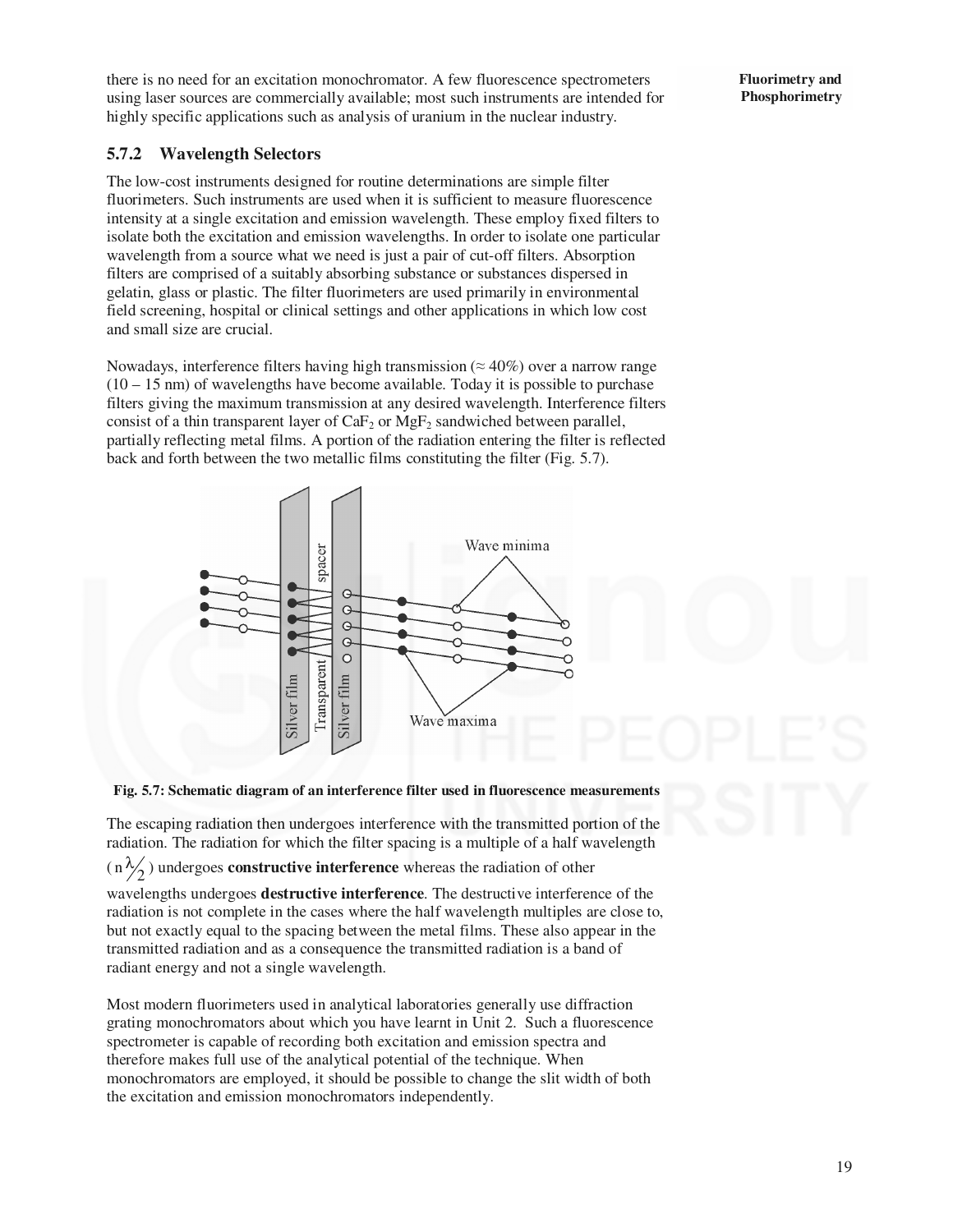there is no need for an excitation monochromator. A few fluorescence spectrometers using laser sources are commercially available; most such instruments are intended for highly specific applications such as analysis of uranium in the nuclear industry.

### 5.7.2 Wavelength Selectors

The low-cost instruments designed for routine determinations are simple filter fluorimeters. Such instruments are used when it is sufficient to measure fluorescence intensity at a single excitation and emission wavelength. These employ fixed filters to isolate both the excitation and emission wavelengths. In order to isolate one particular wavelength from a source what we need is just a pair of cut-off filters. Absorption filters are comprised of a suitably absorbing substance or substances dispersed in gelatin, glass or plastic. The filter fluorimeters are used primarily in environmental field screening, hospital or clinical settings and other applications in which low cost and small size are crucial.

Nowadays, interference filters having high transmission (≈ 40%) over a narrow range (10 – 15 nm) of wavelengths have become available. Today it is possible to purchase filters giving the maximum transmission at any desired wavelength. Interference filters consist of a thin transparent layer of $CaF_2$ or $MgF_2$ sandwiched between parallel, partially reflecting metal films. A portion of the radiation entering the filter is reflected back and forth between the two metallic films constituting the filter (Fig. 5.7).

**Fig. 5.7: Schematic diagram of an interference filter used in fluorescence measurements**

The escaping radiation then undergoes interference with the transmitted portion of the radiation. The radiation for which the filter spacing is a multiple of a half wavelength ($n\lambda/2$) undergoes **constructive interference** whereas the radiation of other wavelengths undergoes **destructive interference**. The destructive interference of the radiation is not complete in the cases where the half wavelength multiples are close to, but not exactly equal to the spacing between the metal films. These also appear in the transmitted radiation and as a consequence the transmitted radiation is a band of radiant energy and not a single wavelength.

Most modern fluorimeters used in analytical laboratories generally use diffraction grating monochromators about which you have learnt in Unit 2. Such a fluorescence spectrometer is capable of recording both excitation and emission spectra and therefore makes full use of the analytical potential of the technique. When monochromators are employed, it should be possible to change the slit width of both the excitation and emission monochromators independently.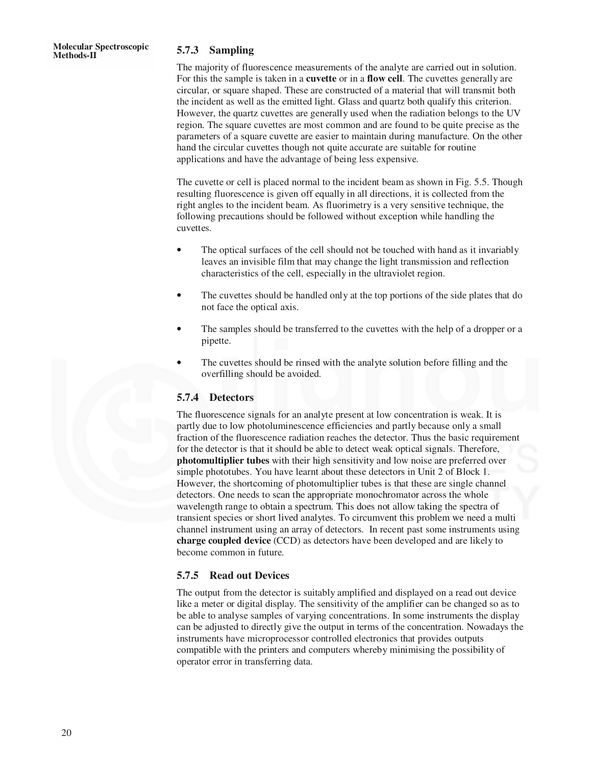### 5.7.3 Sampling

The majority of fluorescence measurements of the analyte are carried out in solution. For this the sample is taken in a **cuvette** or in a **flow cell**. The cuvettes generally are circular, or square shaped. These are constructed of a material that will transmit both the incident as well as the emitted light. Glass and quartz both qualify this criterion. However, the quartz cuvettes are generally used when the radiation belongs to the UV region. The square cuvettes are most common and are found to be quite precise as the parameters of a square cuvette are easier to maintain during manufacture. On the other hand the circular cuvettes though not quite accurate are suitable for routine applications and have the advantage of being less expensive.

The cuvette or cell is placed normal to the incident beam as shown in Fig. 5.5. Though resulting fluorescence is given off equally in all directions, it is collected from the right angles to the incident beam. As fluorimetry is a very sensitive technique, the following precautions should be followed without exception while handling the cuvettes.

- The optical surfaces of the cell should not be touched with hand as it invariably leaves an invisible film that may change the light transmission and reflection characteristics of the cell, especially in the ultraviolet region.
- The cuvettes should be handled only at the top portions of the side plates that do not face the optical axis.
- The samples should be transferred to the cuvettes with the help of a dropper or a pipette.
- The cuvettes should be rinsed with the analyte solution before filling and the overfilling should be avoided.

### 5.7.4 Detectors

The fluorescence signals for an analyte present at low concentration is weak. It is partly due to low photoluminescence efficiencies and partly because only a small fraction of the fluorescence radiation reaches the detector. Thus the basic requirement for the detector is that it should be able to detect weak optical signals. Therefore, **photomultiplier tubes** with their high sensitivity and low noise are preferred over simple phototubes. You have learnt about these detectors in Unit 2 of Block 1. However, the shortcoming of photomultiplier tubes is that these are single channel detectors. One needs to scan the appropriate monochromator across the whole wavelength range to obtain a spectrum. This does not allow taking the spectra of transient species or short lived analytes. To circumvent this problem we need a multi channel instrument using an array of detectors. In recent past some instruments using **charge coupled device** (CCD) as detectors have been developed and are likely to become common in future.

### 5.7.5 Read out Devices

The output from the detector is suitably amplified and displayed on a read out device like a meter or digital display. The sensitivity of the amplifier can be changed so as to be able to analyse samples of varying concentrations. In some instruments the display can be adjusted to directly give the output in terms of the concentration. Nowadays the instruments have microprocessor controlled electronics that provides outputs compatible with the printers and computers whereby minimising the possibility of operator error in transferring data.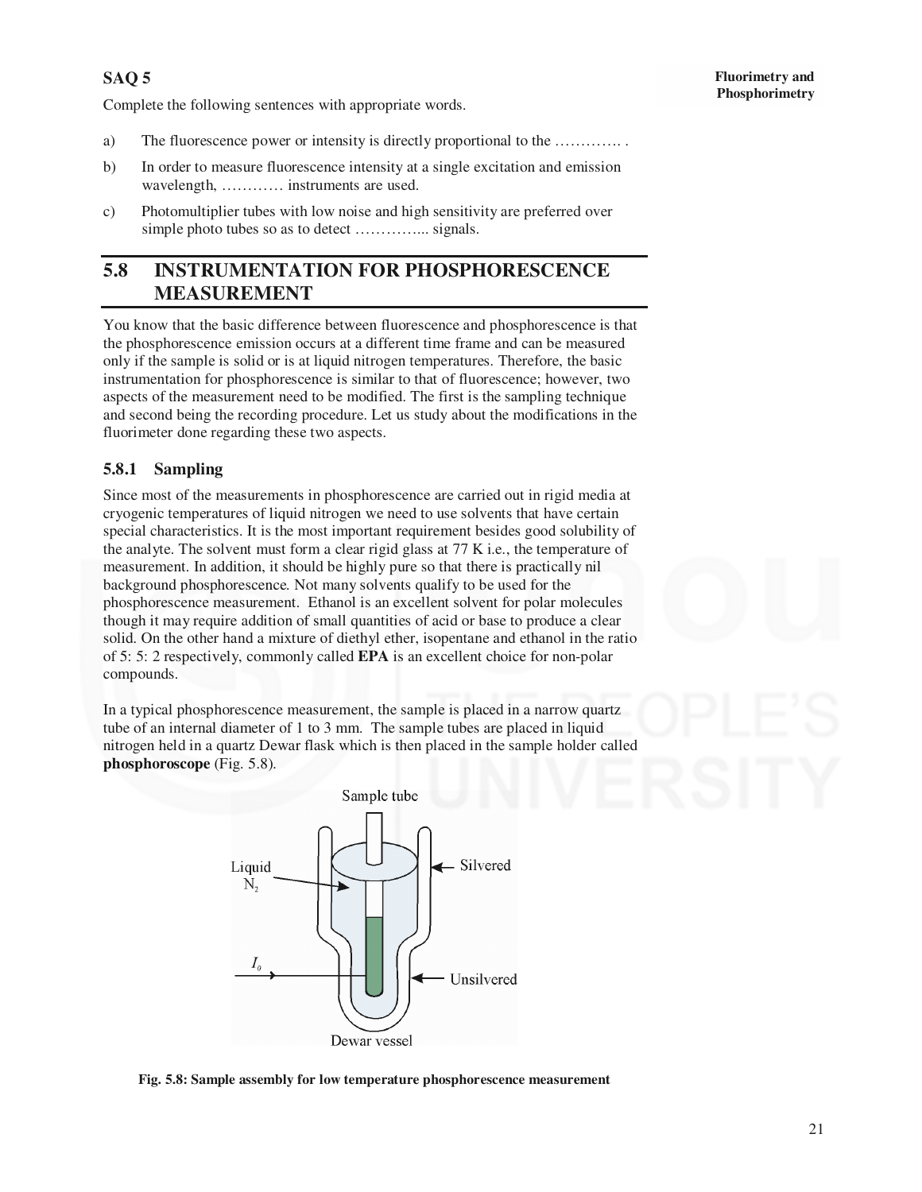**SAQ 5**

Complete the following sentences with appropriate words.

a) The fluorescence power or intensity is directly proportional to the …………. .

b) In order to measure fluorescence intensity at a single excitation and emission wavelength, ………… instruments are used.

c) Photomultiplier tubes with low noise and high sensitivity are preferred over simple photo tubes so as to detect …………... signals.

## 5.8 INSTRUMENTATION FOR PHOSPHORESCENCE MEASUREMENT

You know that the basic difference between fluorescence and phosphorescence is that the phosphorescence emission occurs at a different time frame and can be measured only if the sample is solid or is at liquid nitrogen temperatures. Therefore, the basic instrumentation for phosphorescence is similar to that of fluorescence; however, two aspects of the measurement need to be modified. The first is the sampling technique and second being the recording procedure. Let us study about the modifications in the fluorimeter done regarding these two aspects.

### 5.8.1 Sampling

Since most of the measurements in phosphorescence are carried out in rigid media at cryogenic temperatures of liquid nitrogen we need to use solvents that have certain special characteristics. It is the most important requirement besides good solubility of the analyte. The solvent must form a clear rigid glass at 77 K i.e., the temperature of measurement. In addition, it should be highly pure so that there is practically nil background phosphorescence. Not many solvents qualify to be used for the phosphorescence measurement. Ethanol is an excellent solvent for polar molecules though it may require addition of small quantities of acid or base to produce a clear solid. On the other hand a mixture of diethyl ether, isopentane and ethanol in the ratio of 5: 5: 2 respectively, commonly called **EPA** is an excellent choice for non-polar compounds.

In a typical phosphorescence measurement, the sample is placed in a narrow quartz tube of an internal diameter of 1 to 3 mm. The sample tubes are placed in liquid nitrogen held in a quartz Dewar flask which is then placed in the sample holder called **phosphoroscope** (Fig. 5.8).

**Fig. 5.8: Sample assembly for low temperature phosphorescence measurement**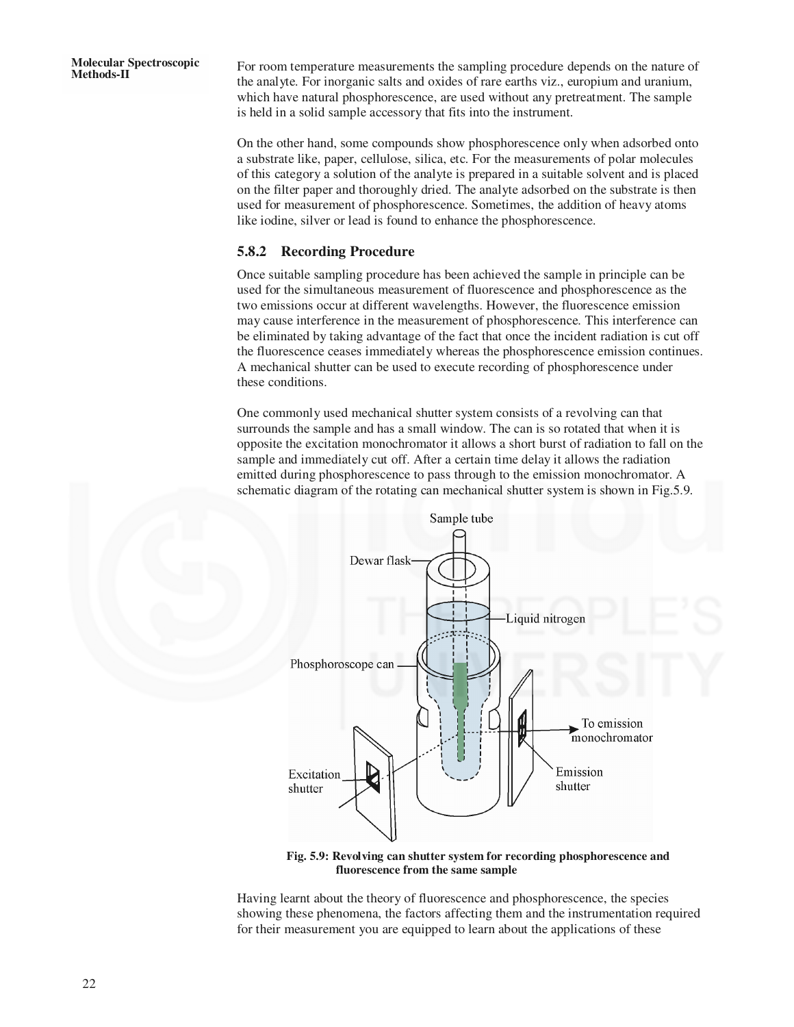For room temperature measurements the sampling procedure depends on the nature of the analyte. For inorganic salts and oxides of rare earths viz., europium and uranium, which have natural phosphorescence, are used without any pretreatment. The sample is held in a solid sample accessory that fits into the instrument.

On the other hand, some compounds show phosphorescence only when adsorbed onto a substrate like, paper, cellulose, silica, etc. For the measurements of polar molecules of this category a solution of the analyte is prepared in a suitable solvent and is placed on the filter paper and thoroughly dried. The analyte adsorbed on the substrate is then used for measurement of phosphorescence. Sometimes, the addition of heavy atoms like iodine, silver or lead is found to enhance the phosphorescence.

### 5.8.2 Recording Procedure

Once suitable sampling procedure has been achieved the sample in principle can be used for the simultaneous measurement of fluorescence and phosphorescence as the two emissions occur at different wavelengths. However, the fluorescence emission may cause interference in the measurement of phosphorescence. This interference can be eliminated by taking advantage of the fact that once the incident radiation is cut off the fluorescence ceases immediately whereas the phosphorescence emission continues. A mechanical shutter can be used to execute recording of phosphorescence under these conditions.

One commonly used mechanical shutter system consists of a revolving can that surrounds the sample and has a small window. The can is so rotated that when it is opposite the excitation monochromator it allows a short burst of radiation to fall on the sample and immediately cut off. After a certain time delay it allows the radiation emitted during phosphorescence to pass through to the emission monochromator. A schematic diagram of the rotating can mechanical shutter system is shown in Fig.5.9.

**Fig. 5.9: Revolving can shutter system for recording phosphorescence and fluorescence from the same sample**

Having learnt about the theory of fluorescence and phosphorescence, the species showing these phenomena, the factors affecting them and the instrumentation required for their measurement you are equipped to learn about the applications of these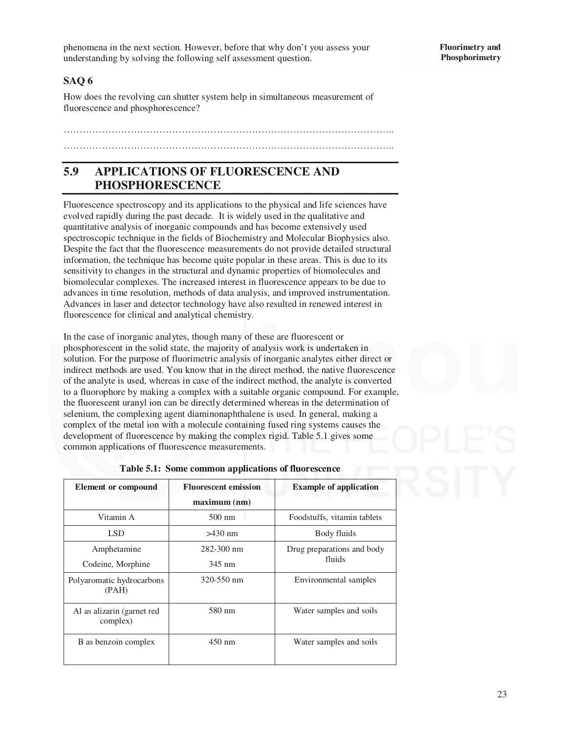phenomena in the next section. However, before that why don't you assess your understanding by solving the following self assessment question.

### SAQ 6

How does the revolving can shutter system help in simultaneous measurement of fluorescence and phosphorescence?

…………………………………………………………………………………………...
…………………………………………………………………………………………...

## 5.9 APPLICATIONS OF FLUORESCENCE AND PHOSPHORESCENCE

Fluorescence spectroscopy and its applications to the physical and life sciences have evolved rapidly during the past decade. It is widely used in the qualitative and quantitative analysis of inorganic compounds and has become extensively used spectroscopic technique in the fields of Biochemistry and Molecular Biophysics also. Despite the fact that the fluorescence measurements do not provide detailed structural information, the technique has become quite popular in these areas. This is due to its sensitivity to changes in the structural and dynamic properties of biomolecules and biomolecular complexes. The increased interest in fluorescence appears to be due to advances in time resolution, methods of data analysis, and improved instrumentation. Advances in laser and detector technology have also resulted in renewed interest in fluorescence for clinical and analytical chemistry.

In the case of inorganic analytes, though many of these are fluorescent or phosphorescent in the solid state, the majority of analysis work is undertaken in solution. For the purpose of fluorimetric analysis of inorganic analytes either direct or indirect methods are used. You know that in the direct method, the native fluorescence of the analyte is used, whereas in case of the indirect method, the analyte is converted to a fluorophore by making a complex with a suitable organic compound. For example, the fluorescent uranyl ion can be directly determined whereas in the determination of selenium, the complexing agent diaminonaphthalene is used. In general, making a complex of the metal ion with a molecule containing fused ring systems causes the development of fluorescence by making the complex rigid. Table 5.1 gives some common applications of fluorescence measurements.

**Table 5.1: Some common applications of fluorescence**

| Element or compound | Fluorescent emission maximum (nm) | Example of application |
|---|---|---|
| Vitamin A | 500 nm | Foodstuffs, vitamin tablets |
| LSD | >430 nm | Body fluids |
| Amphetamine<br>Codeine, Morphine | 282-300 nm<br>345 nm | Drug preparations and body fluids |
| Polyaromatic hydrocarbons (PAH) | 320-550 nm | Environmental samples |
| Al as alizarin (garnet red complex) | 580 nm | Water samples and soils |
| B as benzoin complex | 450 nm | Water samples and soils |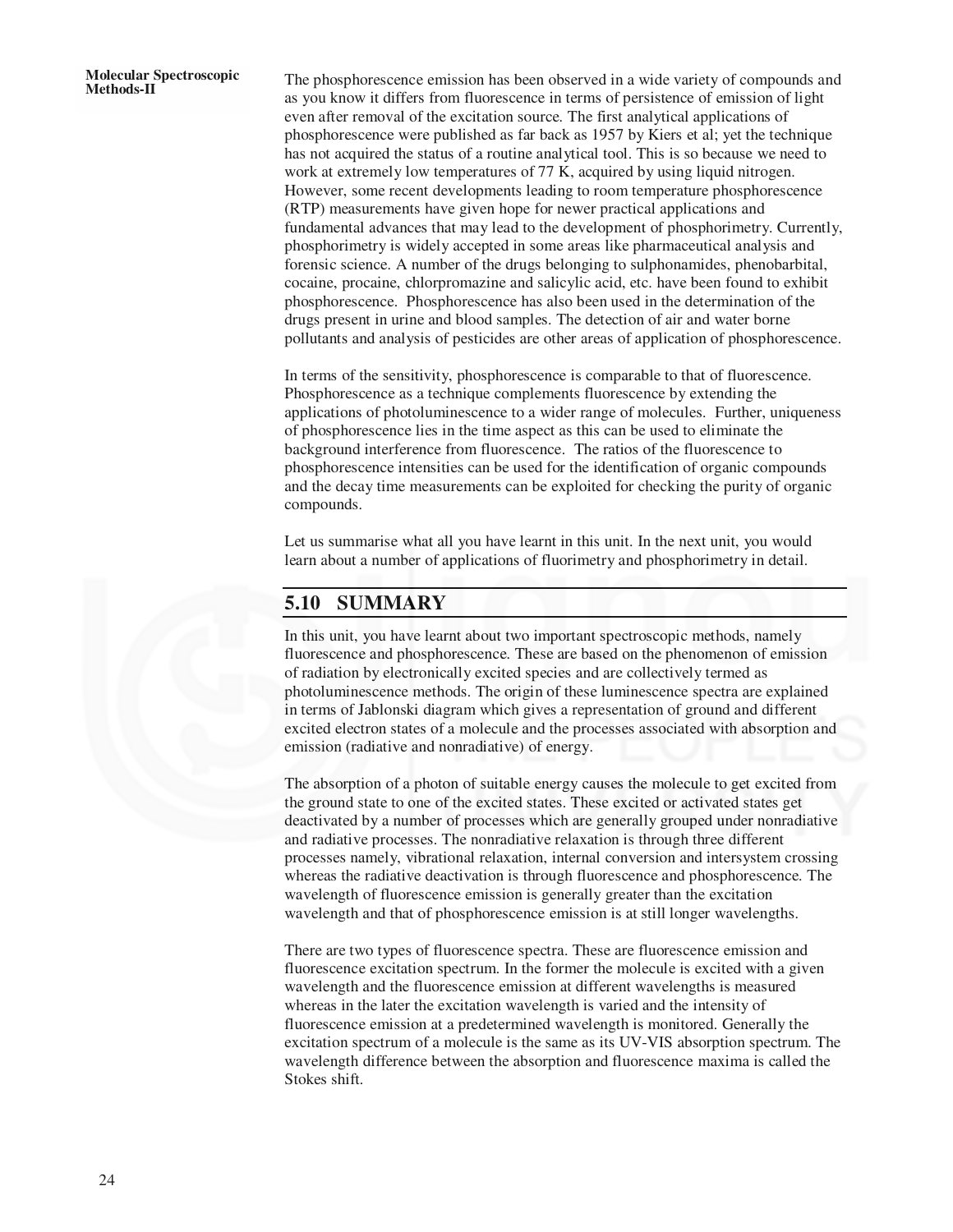The phosphorescence emission has been observed in a wide variety of compounds and as you know it differs from fluorescence in terms of persistence of emission of light even after removal of the excitation source. The first analytical applications of phosphorescence were published as far back as 1957 by Kiers et al; yet the technique has not acquired the status of a routine analytical tool. This is so because we need to work at extremely low temperatures of 77 K, acquired by using liquid nitrogen. However, some recent developments leading to room temperature phosphorescence (RTP) measurements have given hope for newer practical applications and fundamental advances that may lead to the development of phosphorimetry. Currently, phosphorimetry is widely accepted in some areas like pharmaceutical analysis and forensic science. A number of the drugs belonging to sulphonamides, phenobarbital, cocaine, procaine, chlorpromazine and salicylic acid, etc. have been found to exhibit phosphorescence. Phosphorescence has also been used in the determination of the drugs present in urine and blood samples. The detection of air and water borne pollutants and analysis of pesticides are other areas of application of phosphorescence.

In terms of the sensitivity, phosphorescence is comparable to that of fluorescence. Phosphorescence as a technique complements fluorescence by extending the applications of photoluminescence to a wider range of molecules. Further, uniqueness of phosphorescence lies in the time aspect as this can be used to eliminate the background interference from fluorescence. The ratios of the fluorescence to phosphorescence intensities can be used for the identification of organic compounds and the decay time measurements can be exploited for checking the purity of organic compounds.

Let us summarise what all you have learnt in this unit. In the next unit, you would learn about a number of applications of fluorimetry and phosphorimetry in detail.

## 5.10 SUMMARY

In this unit, you have learnt about two important spectroscopic methods, namely fluorescence and phosphorescence. These are based on the phenomenon of emission of radiation by electronically excited species and are collectively termed as photoluminescence methods. The origin of these luminescence spectra are explained in terms of Jablonski diagram which gives a representation of ground and different excited electron states of a molecule and the processes associated with absorption and emission (radiative and nonradiative) of energy.

The absorption of a photon of suitable energy causes the molecule to get excited from the ground state to one of the excited states. These excited or activated states get deactivated by a number of processes which are generally grouped under nonradiative and radiative processes. The nonradiative relaxation is through three different processes namely, vibrational relaxation, internal conversion and intersystem crossing whereas the radiative deactivation is through fluorescence and phosphorescence. The wavelength of fluorescence emission is generally greater than the excitation wavelength and that of phosphorescence emission is at still longer wavelengths.

There are two types of fluorescence spectra. These are fluorescence emission and fluorescence excitation spectrum. In the former the molecule is excited with a given wavelength and the fluorescence emission at different wavelengths is measured whereas in the later the excitation wavelength is varied and the intensity of fluorescence emission at a predetermined wavelength is monitored. Generally the excitation spectrum of a molecule is the same as its UV-VIS absorption spectrum. The wavelength difference between the absorption and fluorescence maxima is called the Stokes shift.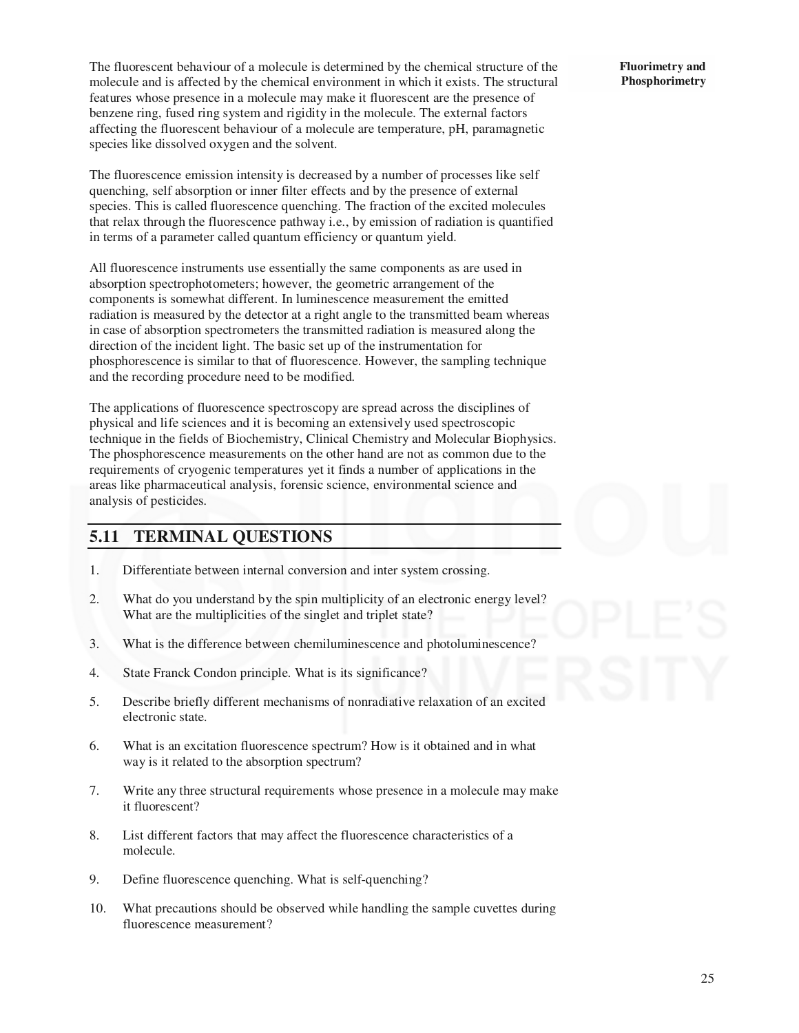The fluorescent behaviour of a molecule is determined by the chemical structure of the molecule and is affected by the chemical environment in which it exists. The structural features whose presence in a molecule may make it fluorescent are the presence of benzene ring, fused ring system and rigidity in the molecule. The external factors affecting the fluorescent behaviour of a molecule are temperature, pH, paramagnetic species like dissolved oxygen and the solvent.

The fluorescence emission intensity is decreased by a number of processes like self quenching, self absorption or inner filter effects and by the presence of external species. This is called fluorescence quenching. The fraction of the excited molecules that relax through the fluorescence pathway i.e., by emission of radiation is quantified in terms of a parameter called quantum efficiency or quantum yield.

All fluorescence instruments use essentially the same components as are used in absorption spectrophotometers; however, the geometric arrangement of the components is somewhat different. In luminescence measurement the emitted radiation is measured by the detector at a right angle to the transmitted beam whereas in case of absorption spectrometers the transmitted radiation is measured along the direction of the incident light. The basic set up of the instrumentation for phosphorescence is similar to that of fluorescence. However, the sampling technique and the recording procedure need to be modified.

The applications of fluorescence spectroscopy are spread across the disciplines of physical and life sciences and it is becoming an extensively used spectroscopic technique in the fields of Biochemistry, Clinical Chemistry and Molecular Biophysics. The phosphorescence measurements on the other hand are not as common due to the requirements of cryogenic temperatures yet it finds a number of applications in the areas like pharmaceutical analysis, forensic science, environmental science and analysis of pesticides.

## 5.11 TERMINAL QUESTIONS

1. Differentiate between internal conversion and inter system crossing.
2. What do you understand by the spin multiplicity of an electronic energy level? What are the multiplicities of the singlet and triplet state?
3. What is the difference between chemiluminescence and photoluminescence?
4. State Franck Condon principle. What is its significance?
5. Describe briefly different mechanisms of nonradiative relaxation of an excited electronic state.
6. What is an excitation fluorescence spectrum? How is it obtained and in what way is it related to the absorption spectrum?
7. Write any three structural requirements whose presence in a molecule may make it fluorescent?
8. List different factors that may affect the fluorescence characteristics of a molecule.
9. Define fluorescence quenching. What is self-quenching?
10. What precautions should be observed while handling the sample cuvettes during fluorescence measurement?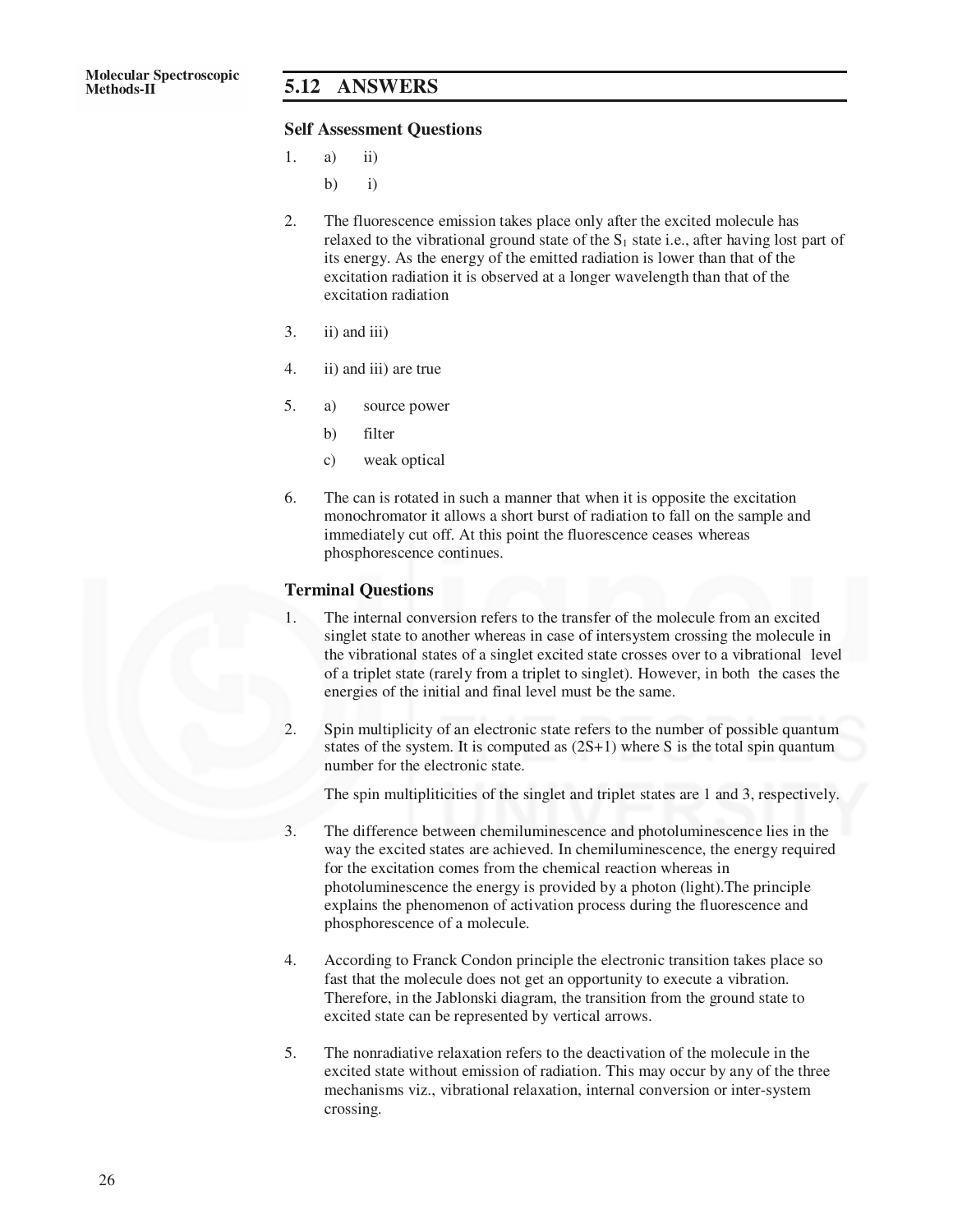## 5.12 ANSWERS

### Self Assessment Questions

1. a) ii)

   b) i)

2. The fluorescence emission takes place only after the excited molecule has relaxed to the vibrational ground state of the $S_1$ state i.e., after having lost part of its energy. As the energy of the emitted radiation is lower than that of the excitation radiation it is observed at a longer wavelength than that of the excitation radiation

3. ii) and iii)

4. ii) and iii) are true

5. a) source power

   b) filter

   c) weak optical

6. The can is rotated in such a manner that when it is opposite the excitation monochromator it allows a short burst of radiation to fall on the sample and immediately cut off. At this point the fluorescence ceases whereas phosphorescence continues.

### Terminal Questions

1. The internal conversion refers to the transfer of the molecule from an excited singlet state to another whereas in case of intersystem crossing the molecule in the vibrational states of a singlet excited state crosses over to a vibrational level of a triplet state (rarely from a triplet to singlet). However, in both the cases the energies of the initial and final level must be the same.

2. Spin multiplicity of an electronic state refers to the number of possible quantum states of the system. It is computed as (2S+1) where S is the total spin quantum number for the electronic state.

   The spin multipliticities of the singlet and triplet states are 1 and 3, respectively.

3. The difference between chemiluminescence and photoluminescence lies in the way the excited states are achieved. In chemiluminescence, the energy required for the excitation comes from the chemical reaction whereas in photoluminescence the energy is provided by a photon (light).The principle explains the phenomenon of activation process during the fluorescence and phosphorescence of a molecule.

4. According to Franck Condon principle the electronic transition takes place so fast that the molecule does not get an opportunity to execute a vibration. Therefore, in the Jablonski diagram, the transition from the ground state to excited state can be represented by vertical arrows.

5. The nonradiative relaxation refers to the deactivation of the molecule in the excited state without emission of radiation. This may occur by any of the three mechanisms viz., vibrational relaxation, internal conversion or inter-system crossing.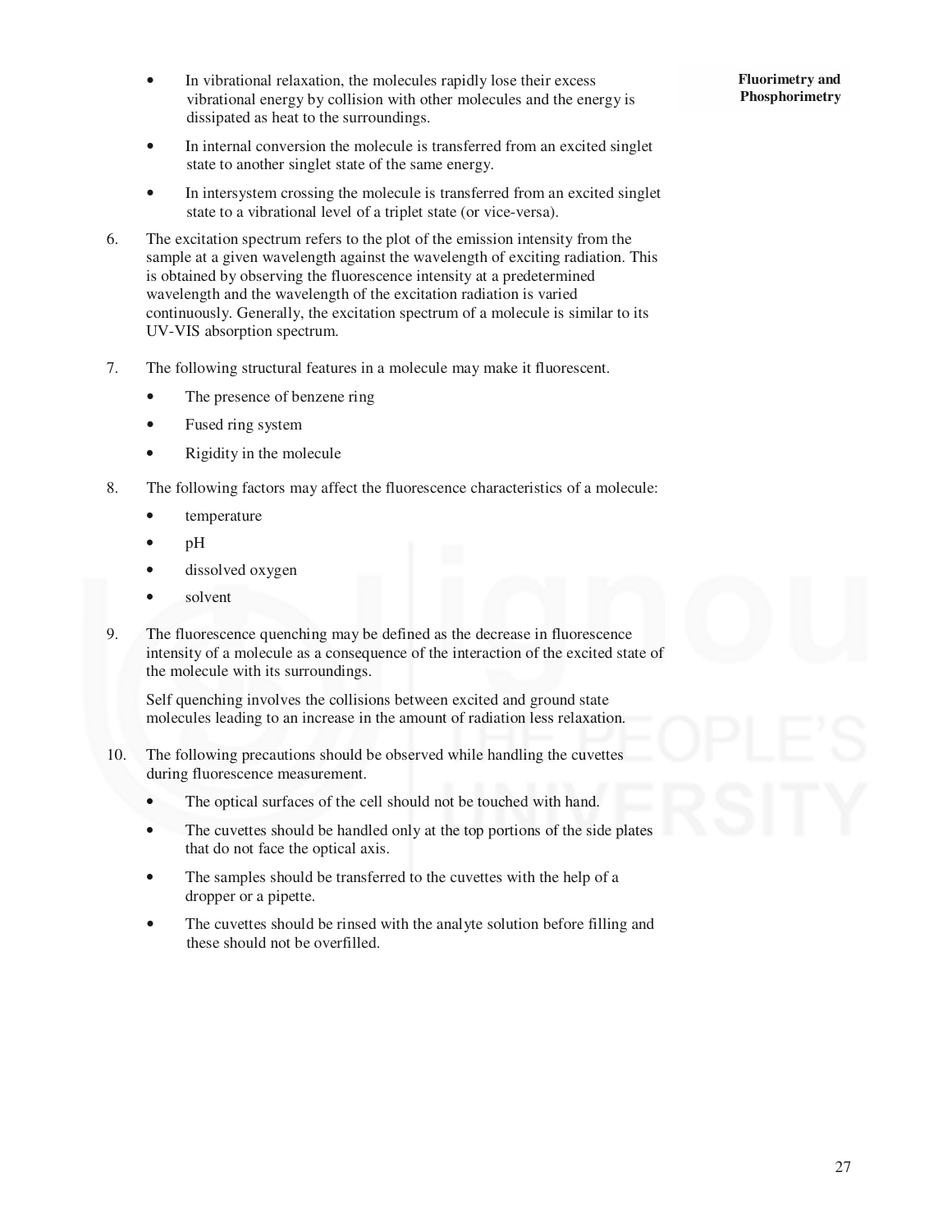- In vibrational relaxation, the molecules rapidly lose their excess vibrational energy by collision with other molecules and the energy is dissipated as heat to the surroundings.
- In internal conversion the molecule is transferred from an excited singlet state to another singlet state of the same energy.
- In intersystem crossing the molecule is transferred from an excited singlet state to a vibrational level of a triplet state (or vice-versa).

6. The excitation spectrum refers to the plot of the emission intensity from the sample at a given wavelength against the wavelength of exciting radiation. This is obtained by observing the fluorescence intensity at a predetermined wavelength and the wavelength of the excitation radiation is varied continuously. Generally, the excitation spectrum of a molecule is similar to its UV-VIS absorption spectrum.

7. The following structural features in a molecule may make it fluorescent.
   - The presence of benzene ring
   - Fused ring system
   - Rigidity in the molecule

8. The following factors may affect the fluorescence characteristics of a molecule:
   - temperature
   - pH
   - dissolved oxygen
   - solvent

9. The fluorescence quenching may be defined as the decrease in fluorescence intensity of a molecule as a consequence of the interaction of the excited state of the molecule with its surroundings.

   Self quenching involves the collisions between excited and ground state molecules leading to an increase in the amount of radiation less relaxation.

10. The following precautions should be observed while handling the cuvettes during fluorescence measurement.
    - The optical surfaces of the cell should not be touched with hand.
    - The cuvettes should be handled only at the top portions of the side plates that do not face the optical axis.
    - The samples should be transferred to the cuvettes with the help of a dropper or a pipette.
    - The cuvettes should be rinsed with the analyte solution before filling and these should not be overfilled.